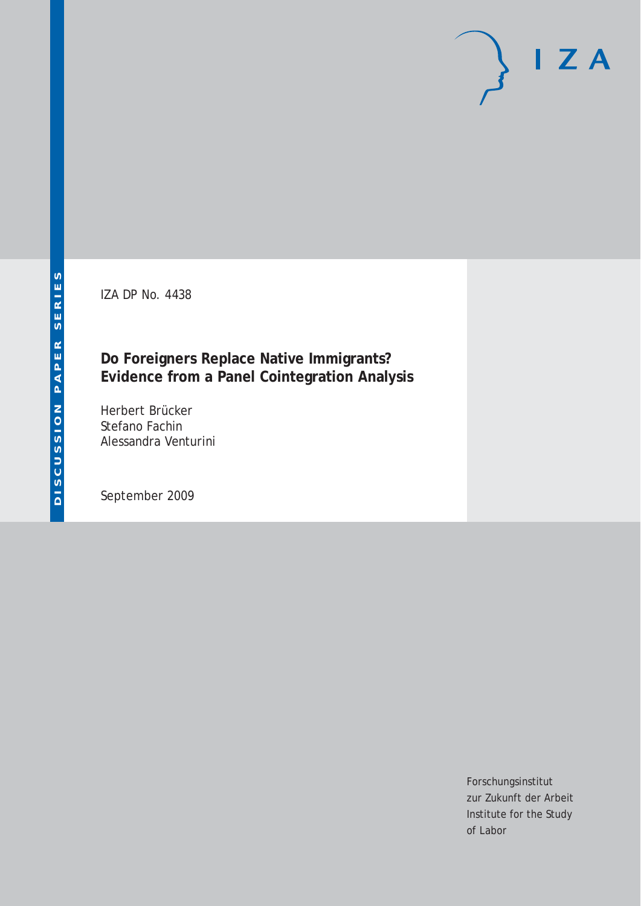DISCUSSION PAPER SERIES

IZA

IZA DP No. 4438

**Do Foreigners Replace Native Immigrants? Evidence from a Panel Cointegration Analysis**

Herbert Brücker
Stefano Fachin
Alessandra Venturini

September 2009

Forschungsinstitut
zur Zukunft der Arbeit
Institute for the Study
of Labor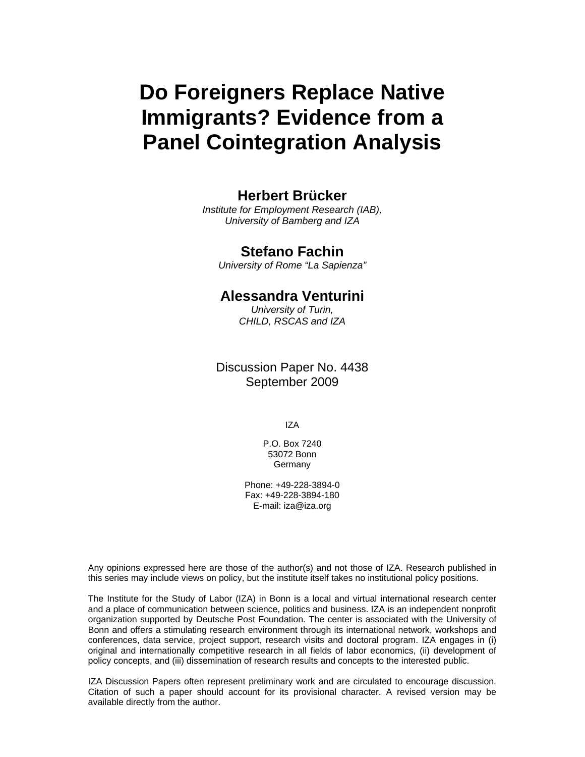# Do Foreigners Replace Native Immigrants? Evidence from a Panel Cointegration Analysis

**Herbert Brücker**

*Institute for Employment Research (IAB), University of Bamberg and IZA*

**Stefano Fachin**

*University of Rome "La Sapienza"*

**Alessandra Venturini**

*University of Turin, CHILD, RSCAS and IZA*

Discussion Paper No. 4438
September 2009

IZA

P.O. Box 7240
53072 Bonn
Germany

Phone: +49-228-3894-0
Fax: +49-228-3894-180
E-mail: iza@iza.org

Any opinions expressed here are those of the author(s) and not those of IZA. Research published in this series may include views on policy, but the institute itself takes no institutional policy positions.

The Institute for the Study of Labor (IZA) in Bonn is a local and virtual international research center and a place of communication between science, politics and business. IZA is an independent nonprofit organization supported by Deutsche Post Foundation. The center is associated with the University of Bonn and offers a stimulating research environment through its international network, workshops and conferences, data service, project support, research visits and doctoral program. IZA engages in (i) original and internationally competitive research in all fields of labor economics, (ii) development of policy concepts, and (iii) dissemination of research results and concepts to the interested public.

IZA Discussion Papers often represent preliminary work and are circulated to encourage discussion. Citation of such a paper should account for its provisional character. A revised version may be available directly from the author.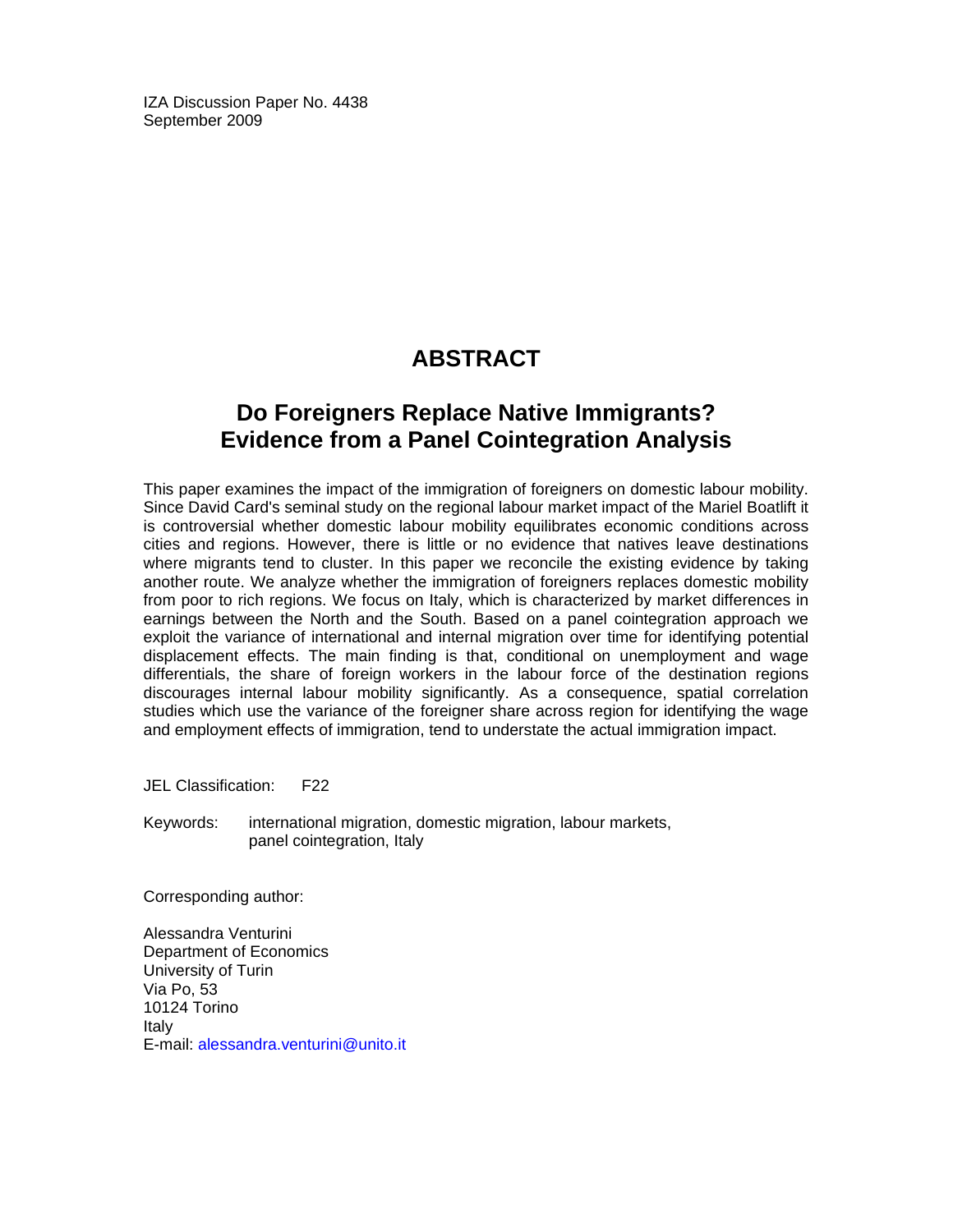IZA Discussion Paper No. 4438
September 2009

# ABSTRACT

## Do Foreigners Replace Native Immigrants? Evidence from a Panel Cointegration Analysis

This paper examines the impact of the immigration of foreigners on domestic labour mobility. Since David Card's seminal study on the regional labour market impact of the Mariel Boatlift it is controversial whether domestic labour mobility equilibrates economic conditions across cities and regions. However, there is little or no evidence that natives leave destinations where migrants tend to cluster. In this paper we reconcile the existing evidence by taking another route. We analyze whether the immigration of foreigners replaces domestic mobility from poor to rich regions. We focus on Italy, which is characterized by market differences in earnings between the North and the South. Based on a panel cointegration approach we exploit the variance of international and internal migration over time for identifying potential displacement effects. The main finding is that, conditional on unemployment and wage differentials, the share of foreign workers in the labour force of the destination regions discourages internal labour mobility significantly. As a consequence, spatial correlation studies which use the variance of the foreigner share across region for identifying the wage and employment effects of immigration, tend to understate the actual immigration impact.

JEL Classification: F22

Keywords: international migration, domestic migration, labour markets, panel cointegration, Italy

Corresponding author:

Alessandra Venturini
Department of Economics
University of Turin
Via Po, 53
10124 Torino
Italy
E-mail: alessandra.venturini@unito.it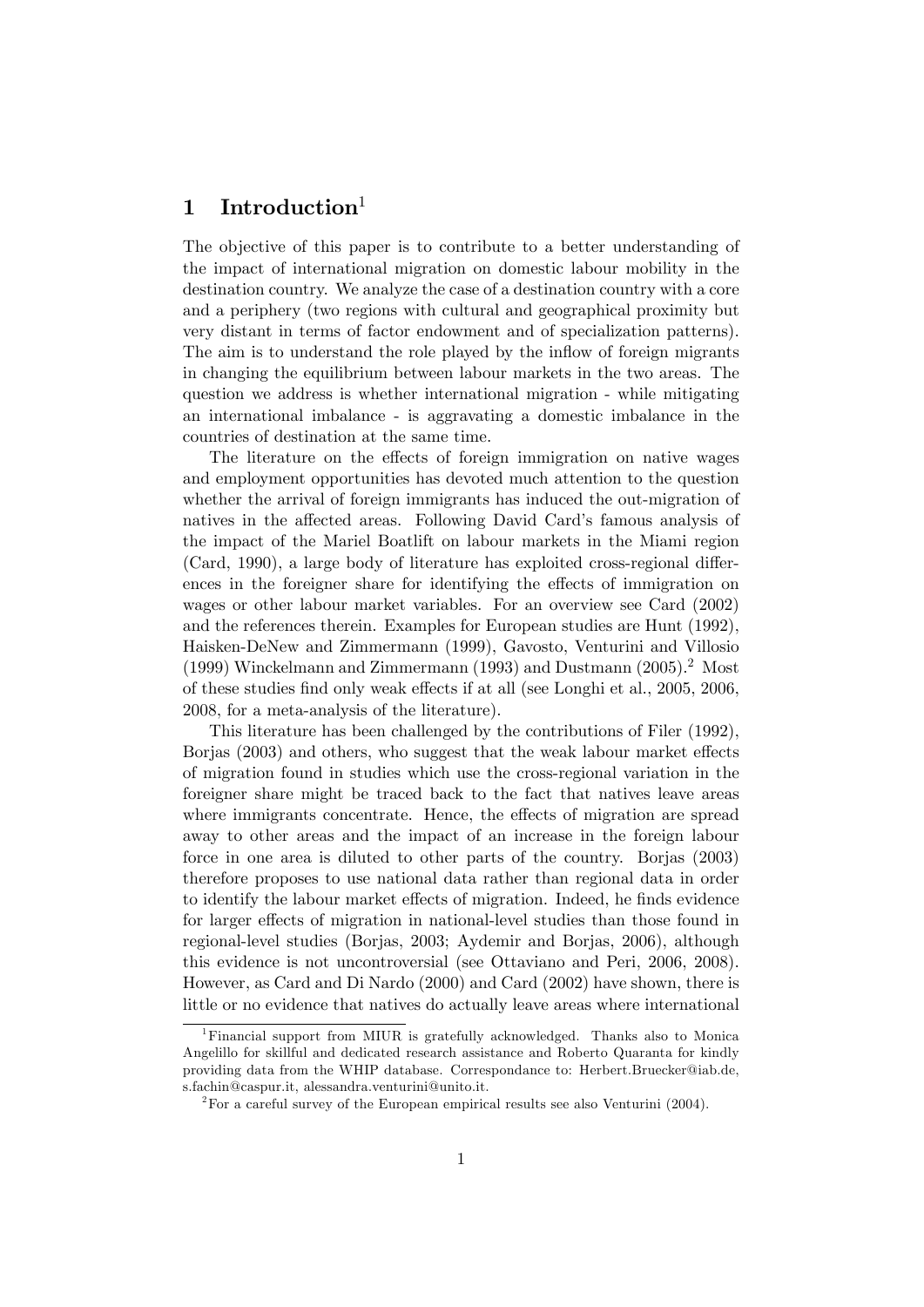# 1 Introduction[1]

The objective of this paper is to contribute to a better understanding of the impact of international migration on domestic labour mobility in the destination country. We analyze the case of a destination country with a core and a periphery (two regions with cultural and geographical proximity but very distant in terms of factor endowment and of specialization patterns). The aim is to understand the role played by the inflow of foreign migrants in changing the equilibrium between labour markets in the two areas. The question we address is whether international migration - while mitigating an international imbalance - is aggravating a domestic imbalance in the countries of destination at the same time.

The literature on the effects of foreign immigration on native wages and employment opportunities has devoted much attention to the question whether the arrival of foreign immigrants has induced the out-migration of natives in the affected areas. Following David Card's famous analysis of the impact of the Mariel Boatlift on labour markets in the Miami region (Card, 1990), a large body of literature has exploited cross-regional differences in the foreigner share for identifying the effects of immigration on wages or other labour market variables. For an overview see Card (2002) and the references therein. Examples for European studies are Hunt (1992), Haisken-DeNew and Zimmermann (1999), Gavosto, Venturini and Villosio (1999) Winckelmann and Zimmermann (1993) and Dustmann (2005).[2] Most of these studies find only weak effects if at all (see Longhi et al., 2005, 2006, 2008, for a meta-analysis of the literature).

This literature has been challenged by the contributions of Filer (1992), Borjas (2003) and others, who suggest that the weak labour market effects of migration found in studies which use the cross-regional variation in the foreigner share might be traced back to the fact that natives leave areas where immigrants concentrate. Hence, the effects of migration are spread away to other areas and the impact of an increase in the foreign labour force in one area is diluted to other parts of the country. Borjas (2003) therefore proposes to use national data rather than regional data in order to identify the labour market effects of migration. Indeed, he finds evidence for larger effects of migration in national-level studies than those found in regional-level studies (Borjas, 2003; Aydemir and Borjas, 2006), although this evidence is not uncontroversial (see Ottaviano and Peri, 2006, 2008). However, as Card and Di Nardo (2000) and Card (2002) have shown, there is little or no evidence that natives do actually leave areas where international

[1] Financial support from MIUR is gratefully acknowledged. Thanks also to Monica Angelillo for skillful and dedicated research assistance and Roberto Quaranta for kindly providing data from the WHIP database. Correspondance to: Herbert.Bruecker@iab.de, s.fachin@caspur.it, alessandra.venturini@unito.it.

[2] For a careful survey of the European empirical results see also Venturini (2004).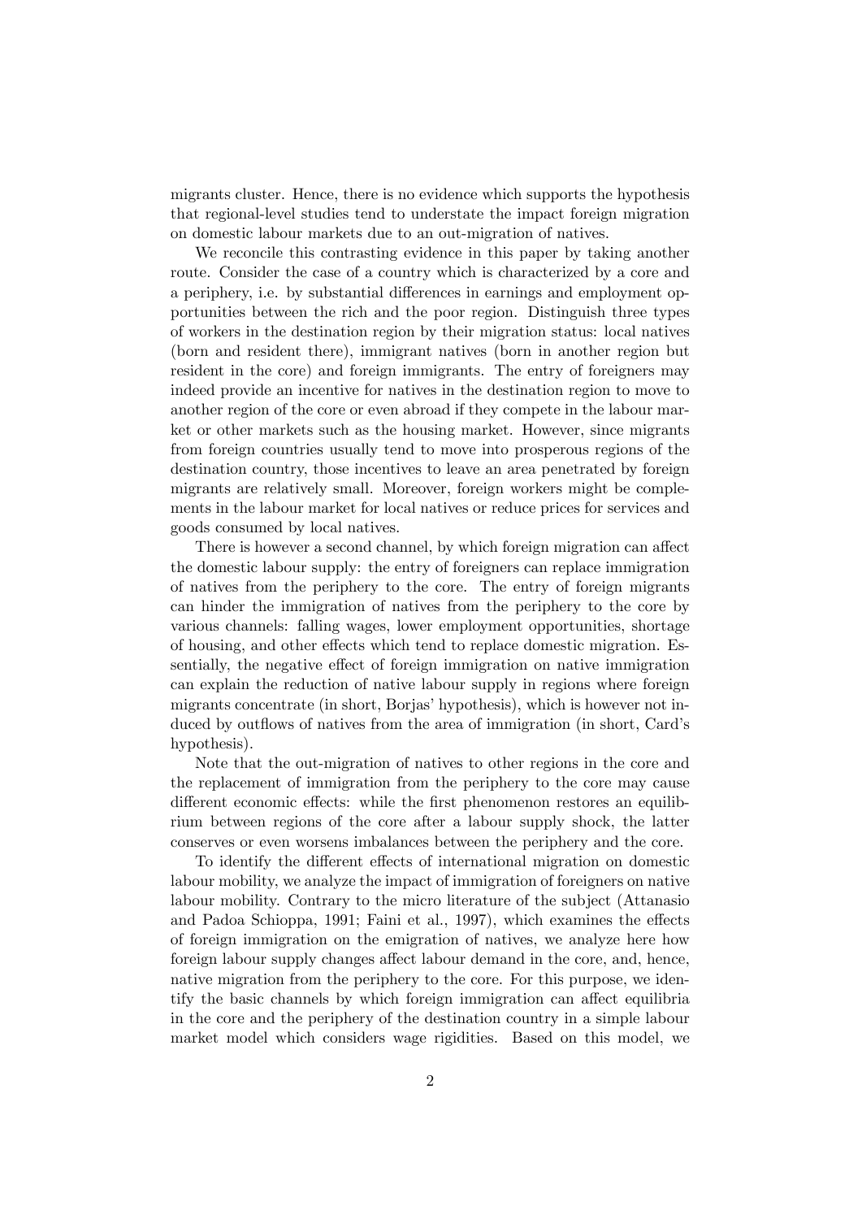migrants cluster. Hence, there is no evidence which supports the hypothesis that regional-level studies tend to understate the impact foreign migration on domestic labour markets due to an out-migration of natives.

We reconcile this contrasting evidence in this paper by taking another route. Consider the case of a country which is characterized by a core and a periphery, i.e. by substantial differences in earnings and employment opportunities between the rich and the poor region. Distinguish three types of workers in the destination region by their migration status: local natives (born and resident there), immigrant natives (born in another region but resident in the core) and foreign immigrants. The entry of foreigners may indeed provide an incentive for natives in the destination region to move to another region of the core or even abroad if they compete in the labour market or other markets such as the housing market. However, since migrants from foreign countries usually tend to move into prosperous regions of the destination country, those incentives to leave an area penetrated by foreign migrants are relatively small. Moreover, foreign workers might be complements in the labour market for local natives or reduce prices for services and goods consumed by local natives.

There is however a second channel, by which foreign migration can affect the domestic labour supply: the entry of foreigners can replace immigration of natives from the periphery to the core. The entry of foreign migrants can hinder the immigration of natives from the periphery to the core by various channels: falling wages, lower employment opportunities, shortage of housing, and other effects which tend to replace domestic migration. Essentially, the negative effect of foreign immigration on native immigration can explain the reduction of native labour supply in regions where foreign migrants concentrate (in short, Borjas' hypothesis), which is however not induced by outflows of natives from the area of immigration (in short, Card's hypothesis).

Note that the out-migration of natives to other regions in the core and the replacement of immigration from the periphery to the core may cause different economic effects: while the first phenomenon restores an equilibrium between regions of the core after a labour supply shock, the latter conserves or even worsens imbalances between the periphery and the core.

To identify the different effects of international migration on domestic labour mobility, we analyze the impact of immigration of foreigners on native labour mobility. Contrary to the micro literature of the subject (Attanasio and Padoa Schioppa, 1991; Faini et al., 1997), which examines the effects of foreign immigration on the emigration of natives, we analyze here how foreign labour supply changes affect labour demand in the core, and, hence, native migration from the periphery to the core. For this purpose, we identify the basic channels by which foreign immigration can affect equilibria in the core and the periphery of the destination country in a simple labour market model which considers wage rigidities. Based on this model, we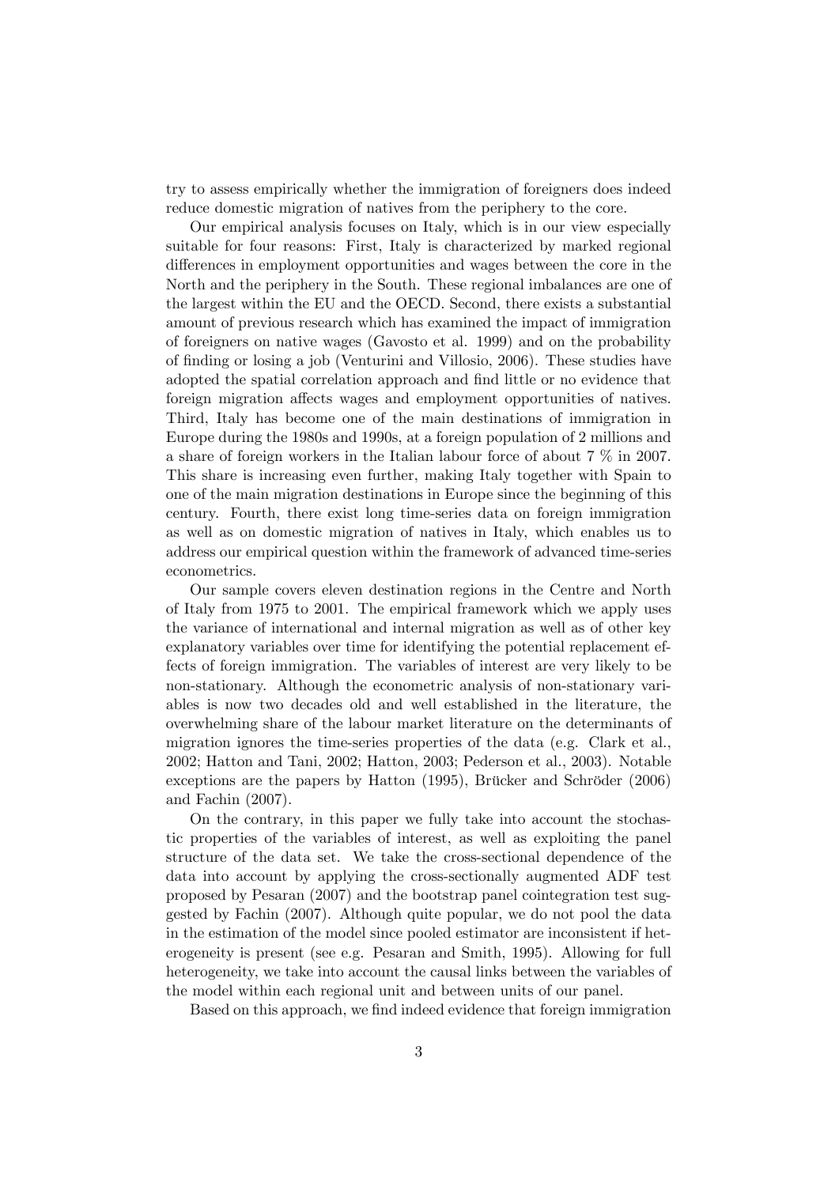try to assess empirically whether the immigration of foreigners does indeed reduce domestic migration of natives from the periphery to the core.

Our empirical analysis focuses on Italy, which is in our view especially suitable for four reasons: First, Italy is characterized by marked regional differences in employment opportunities and wages between the core in the North and the periphery in the South. These regional imbalances are one of the largest within the EU and the OECD. Second, there exists a substantial amount of previous research which has examined the impact of immigration of foreigners on native wages (Gavosto et al. 1999) and on the probability of finding or losing a job (Venturini and Villosio, 2006). These studies have adopted the spatial correlation approach and find little or no evidence that foreign migration affects wages and employment opportunities of natives. Third, Italy has become one of the main destinations of immigration in Europe during the 1980s and 1990s, at a foreign population of 2 millions and a share of foreign workers in the Italian labour force of about 7 % in 2007. This share is increasing even further, making Italy together with Spain to one of the main migration destinations in Europe since the beginning of this century. Fourth, there exist long time-series data on foreign immigration as well as on domestic migration of natives in Italy, which enables us to address our empirical question within the framework of advanced time-series econometrics.

Our sample covers eleven destination regions in the Centre and North of Italy from 1975 to 2001. The empirical framework which we apply uses the variance of international and internal migration as well as of other key explanatory variables over time for identifying the potential replacement effects of foreign immigration. The variables of interest are very likely to be non-stationary. Although the econometric analysis of non-stationary variables is now two decades old and well established in the literature, the overwhelming share of the labour market literature on the determinants of migration ignores the time-series properties of the data (e.g. Clark et al., 2002; Hatton and Tani, 2002; Hatton, 2003; Pederson et al., 2003). Notable exceptions are the papers by Hatton (1995), Brücker and Schröder (2006) and Fachin (2007).

On the contrary, in this paper we fully take into account the stochastic properties of the variables of interest, as well as exploiting the panel structure of the data set. We take the cross-sectional dependence of the data into account by applying the cross-sectionally augmented ADF test proposed by Pesaran (2007) and the bootstrap panel cointegration test suggested by Fachin (2007). Although quite popular, we do not pool the data in the estimation of the model since pooled estimator are inconsistent if heterogeneity is present (see e.g. Pesaran and Smith, 1995). Allowing for full heterogeneity, we take into account the causal links between the variables of the model within each regional unit and between units of our panel.

Based on this approach, we find indeed evidence that foreign immigration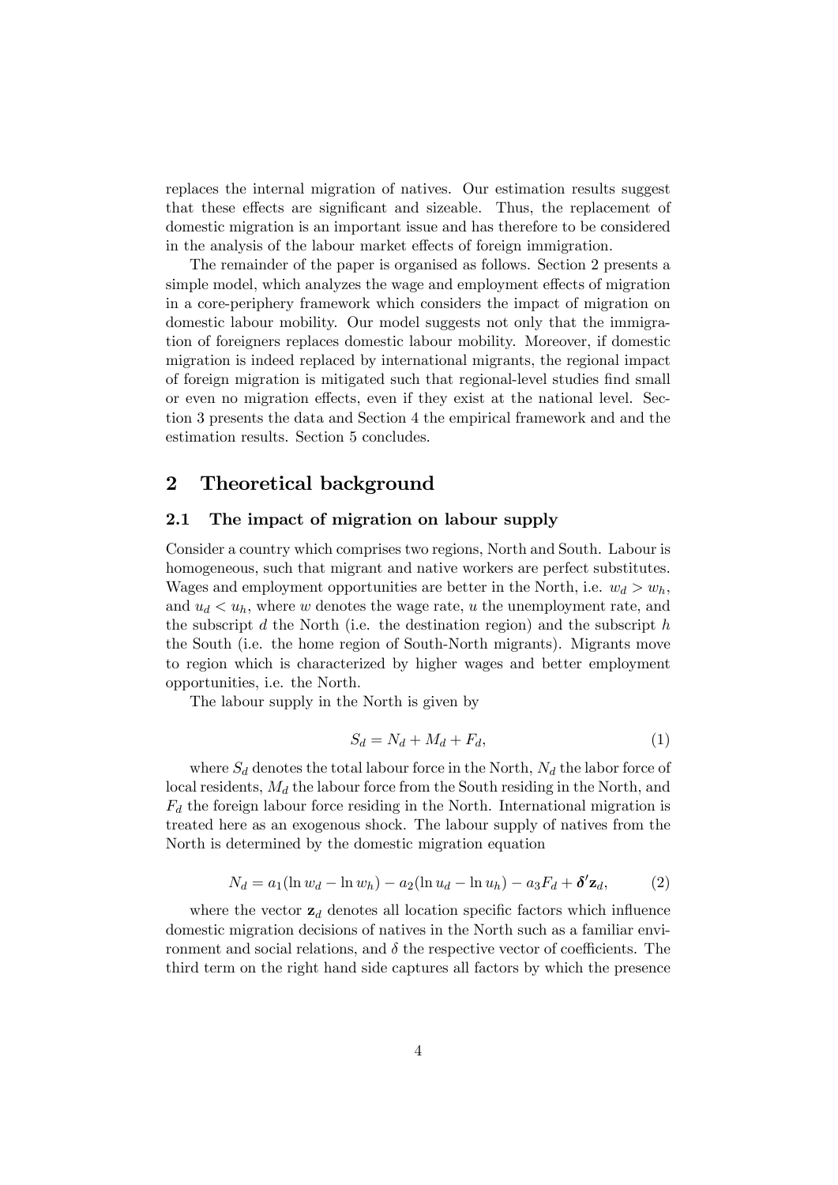replaces the internal migration of natives. Our estimation results suggest that these effects are significant and sizeable. Thus, the replacement of domestic migration is an important issue and has therefore to be considered in the analysis of the labour market effects of foreign immigration.

The remainder of the paper is organised as follows. Section 2 presents a simple model, which analyzes the wage and employment effects of migration in a core-periphery framework which considers the impact of migration on domestic labour mobility. Our model suggests not only that the immigration of foreigners replaces domestic labour mobility. Moreover, if domestic migration is indeed replaced by international migrants, the regional impact of foreign migration is mitigated such that regional-level studies find small or even no migration effects, even if they exist at the national level. Section 3 presents the data and Section 4 the empirical framework and and the estimation results. Section 5 concludes.

## 2 Theoretical background

### 2.1 The impact of migration on labour supply

Consider a country which comprises two regions, North and South. Labour is homogeneous, such that migrant and native workers are perfect substitutes. Wages and employment opportunities are better in the North, i.e. $w_d > w_h$, and $u_d < u_h$, where $w$ denotes the wage rate, $u$ the unemployment rate, and the subscript $d$ the North (i.e. the destination region) and the subscript $h$ the South (i.e. the home region of South-North migrants). Migrants move to region which is characterized by higher wages and better employment opportunities, i.e. the North.

The labour supply in the North is given by

$$S_d = N_d + M_d + F_d, \tag{1}$$

where $S_d$ denotes the total labour force in the North, $N_d$ the labor force of local residents, $M_d$ the labour force from the South residing in the North, and $F_d$ the foreign labour force residing in the North. International migration is treated here as an exogenous shock. The labour supply of natives from the North is determined by the domestic migration equation

$$N_d = a_1(\ln w_d - \ln w_h) - a_2(\ln u_d - \ln u_h) - a_3 F_d + \boldsymbol{\delta}' \mathbf{z}_d, \tag{2}$$

where the vector $\mathbf{z}_d$ denotes all location specific factors which influence domestic migration decisions of natives in the North such as a familiar environment and social relations, and $\delta$ the respective vector of coefficients. The third term on the right hand side captures all factors by which the presence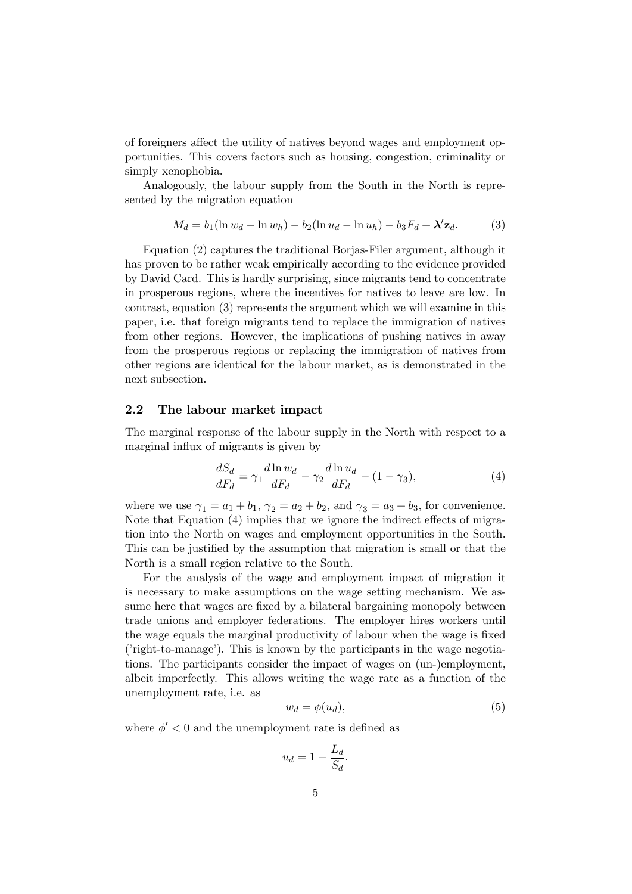of foreigners affect the utility of natives beyond wages and employment opportunities. This covers factors such as housing, congestion, criminality or simply xenophobia.

Analogously, the labour supply from the South in the North is represented by the migration equation

$$M_d = b_1(\ln w_d - \ln w_h) - b_2(\ln u_d - \ln u_h) - b_3 F_d + \boldsymbol{\lambda}'\mathbf{z}_d. \tag{3}$$

Equation (2) captures the traditional Borjas-Filer argument, although it has proven to be rather weak empirically according to the evidence provided by David Card. This is hardly surprising, since migrants tend to concentrate in prosperous regions, where the incentives for natives to leave are low. In contrast, equation (3) represents the argument which we will examine in this paper, i.e. that foreign migrants tend to replace the immigration of natives from other regions. However, the implications of pushing natives in away from the prosperous regions or replacing the immigration of natives from other regions are identical for the labour market, as is demonstrated in the next subsection.

### 2.2 The labour market impact

The marginal response of the labour supply in the North with respect to a marginal influx of migrants is given by

$$\frac{dS_d}{dF_d} = \gamma_1 \frac{d \ln w_d}{dF_d} - \gamma_2 \frac{d \ln u_d}{dF_d} - (1 - \gamma_3), \tag{4}$$

where we use $\gamma_1 = a_1 + b_1$, $\gamma_2 = a_2 + b_2$, and $\gamma_3 = a_3 + b_3$, for convenience. Note that Equation (4) implies that we ignore the indirect effects of migration into the North on wages and employment opportunities in the South. This can be justified by the assumption that migration is small or that the North is a small region relative to the South.

For the analysis of the wage and employment impact of migration it is necessary to make assumptions on the wage setting mechanism. We assume here that wages are fixed by a bilateral bargaining monopoly between trade unions and employer federations. The employer hires workers until the wage equals the marginal productivity of labour when the wage is fixed ('right-to-manage'). This is known by the participants in the wage negotiations. The participants consider the impact of wages on (un-)employment, albeit imperfectly. This allows writing the wage rate as a function of the unemployment rate, i.e. as

$$w_d = \phi(u_d), \tag{5}$$

where $\phi' < 0$ and the unemployment rate is defined as

$$u_d = 1 - \frac{L_d}{S_d}.$$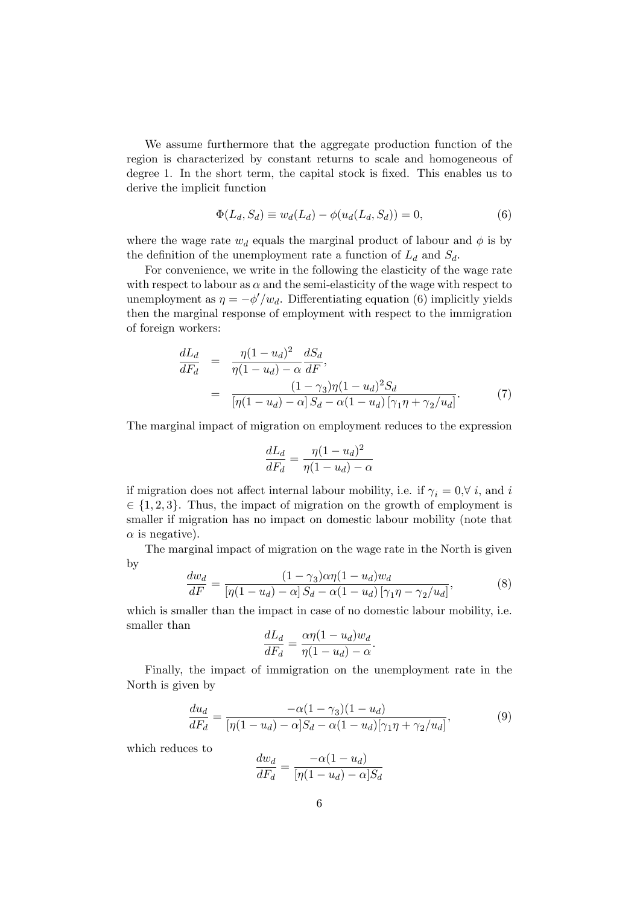We assume furthermore that the aggregate production function of the region is characterized by constant returns to scale and homogeneous of degree 1. In the short term, the capital stock is fixed. This enables us to derive the implicit function

$$\Phi(L_d, S_d) \equiv w_d(L_d) - \phi(u_d(L_d, S_d)) = 0, \tag{6}$$

where the wage rate $w_d$ equals the marginal product of labour and $\phi$ is by the definition of the unemployment rate a function of $L_d$ and $S_d$.

For convenience, we write in the following the elasticity of the wage rate with respect to labour as $\alpha$ and the semi-elasticity of the wage with respect to unemployment as $\eta = -\phi'/w_d$. Differentiating equation (6) implicitly yields then the marginal response of employment with respect to the immigration of foreign workers:

$$\begin{aligned} \frac{dL_d}{dF_d} &= \frac{\eta(1-u_d)^2}{\eta(1-u_d) - \alpha} \frac{dS_d}{dF}, \\ &= \frac{(1-\gamma_3)\eta(1-u_d)^2 S_d}{[\eta(1-u_d) - \alpha] S_d - \alpha(1-u_d)[\gamma_1\eta + \gamma_2/u_d]}. \end{aligned} \tag{7}$$

The marginal impact of migration on employment reduces to the expression

$$\frac{dL_d}{dF_d} = \frac{\eta(1-u_d)^2}{\eta(1-u_d) - \alpha}$$

if migration does not affect internal labour mobility, i.e. if $\gamma_i = 0, \forall\ i$, and $i \in \{1, 2, 3\}$. Thus, the impact of migration on the growth of employment is smaller if migration has no impact on domestic labour mobility (note that $\alpha$ is negative).

The marginal impact of migration on the wage rate in the North is given by

$$\frac{dw_d}{dF} = \frac{(1-\gamma_3)\alpha\eta(1-u_d)w_d}{[\eta(1-u_d) - \alpha] S_d - \alpha(1-u_d)[\gamma_1\eta - \gamma_2/u_d]}, \tag{8}$$

which is smaller than the impact in case of no domestic labour mobility, i.e. smaller than

$$\frac{dL_d}{dF_d} = \frac{\alpha\eta(1-u_d)w_d}{\eta(1-u_d) - \alpha}.$$

Finally, the impact of immigration on the unemployment rate in the North is given by

$$\frac{du_d}{dF_d} = \frac{-\alpha(1-\gamma_3)(1-u_d)}{[\eta(1-u_d) - \alpha]S_d - \alpha(1-u_d)[\gamma_1\eta + \gamma_2/u_d]}, \tag{9}$$

which reduces to

$$\frac{dw_d}{dF_d} = \frac{-\alpha(1-u_d)}{[\eta(1-u_d) - \alpha]S_d}$$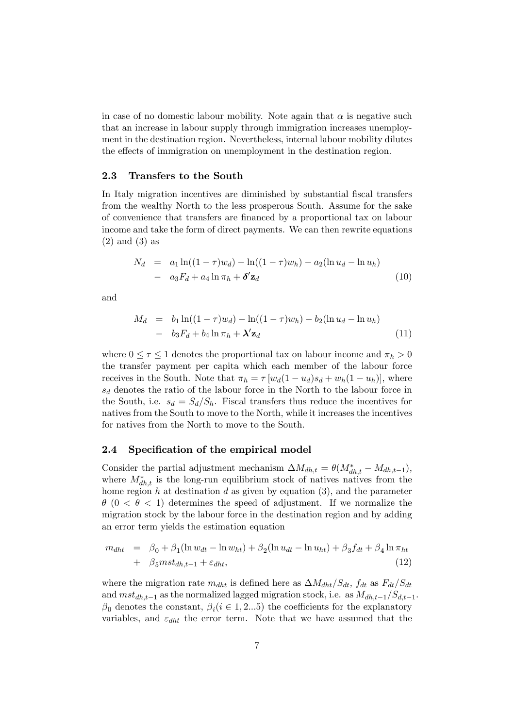in case of no domestic labour mobility. Note again that $\alpha$ is negative such that an increase in labour supply through immigration increases unemployment in the destination region. Nevertheless, internal labour mobility dilutes the effects of immigration on unemployment in the destination region.

### 2.3 Transfers to the South

In Italy migration incentives are diminished by substantial fiscal transfers from the wealthy North to the less prosperous South. Assume for the sake of convenience that transfers are financed by a proportional tax on labour income and take the form of direct payments. We can then rewrite equations (2) and (3) as

$$
\begin{aligned}
N_d &= a_1 \ln((1-\tau)w_d) - \ln((1-\tau)w_h) - a_2(\ln u_d - \ln u_h) \\
&- a_3 F_d + a_4 \ln \pi_h + \boldsymbol{\delta}' \mathbf{z}_d
\end{aligned}
\tag{10}
$$

and

$$
\begin{aligned}
M_d &= b_1 \ln((1-\tau)w_d) - \ln((1-\tau)w_h) - b_2(\ln u_d - \ln u_h) \\
&- b_3 F_d + b_4 \ln \pi_h + \boldsymbol{\lambda}' \mathbf{z}_d
\end{aligned}
\tag{11}
$$

where $0 \leq \tau \leq 1$ denotes the proportional tax on labour income and $\pi_h > 0$ the transfer payment per capita which each member of the labour force receives in the South. Note that $\pi_h = \tau \left[ w_d(1-u_d)s_d + w_h(1-u_h) \right]$, where $s_d$ denotes the ratio of the labour force in the North to the labour force in the South, i.e. $s_d = S_d/S_h$. Fiscal transfers thus reduce the incentives for natives from the South to move to the North, while it increases the incentives for natives from the North to move to the South.

### 2.4 Specification of the empirical model

Consider the partial adjustment mechanism $\Delta M_{dh,t} = \theta(M^*_{dh,t} - M_{dh,t-1})$, where $M^*_{dh,t}$ is the long-run equilibrium stock of natives natives from the home region $h$ at destination $d$ as given by equation (3), and the parameter $\theta$ $(0 < \theta < 1)$ determines the speed of adjustment. If we normalize the migration stock by the labour force in the destination region and by adding an error term yields the estimation equation

$$
\begin{aligned}
m_{dht} &= \beta_0 + \beta_1(\ln w_{dt} - \ln w_{ht}) + \beta_2(\ln u_{dt} - \ln u_{ht}) + \beta_3 f_{dt} + \beta_4 \ln \pi_{ht} \\
&+ \beta_5 mst_{dh,t-1} + \varepsilon_{dht},
\end{aligned}
\tag{12}
$$

where the migration rate $m_{dht}$ is defined here as $\Delta M_{dht}/S_{dt}$, $f_{dt}$ as $F_{dt}/S_{dt}$ and $mst_{dh,t-1}$ as the normalized lagged migration stock, i.e. as $M_{dh,t-1}/S_{d,t-1}$. $\beta_0$ denotes the constant, $\beta_i (i \in 1, 2...5)$ the coefficients for the explanatory variables, and $\varepsilon_{dht}$ the error term. Note that we have assumed that the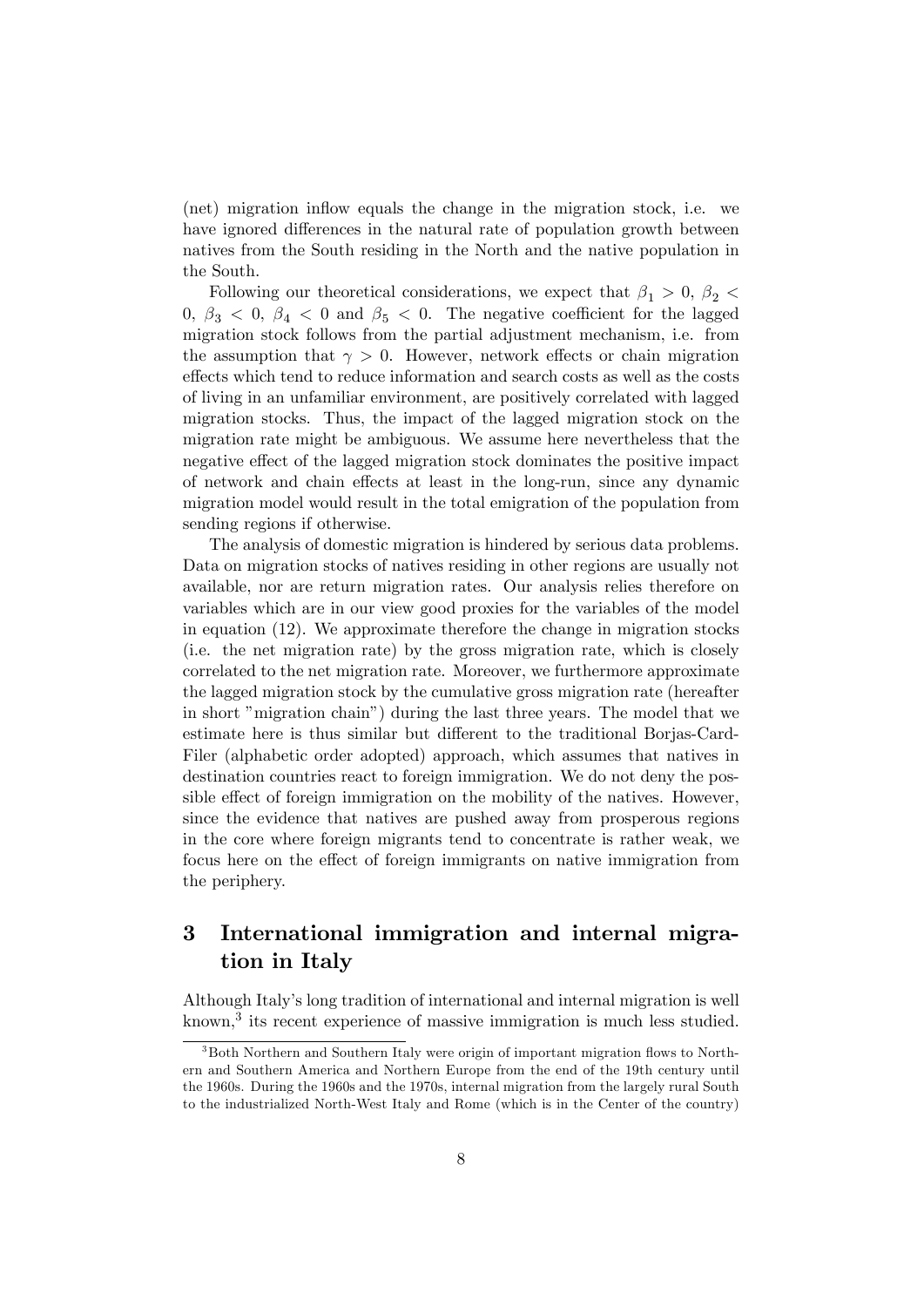(net) migration inflow equals the change in the migration stock, i.e. we have ignored differences in the natural rate of population growth between natives from the South residing in the North and the native population in the South.

Following our theoretical considerations, we expect that $\beta_1 > 0$, $\beta_2 < 0$, $\beta_3 < 0$, $\beta_4 < 0$ and $\beta_5 < 0$. The negative coefficient for the lagged migration stock follows from the partial adjustment mechanism, i.e. from the assumption that $\gamma > 0$. However, network effects or chain migration effects which tend to reduce information and search costs as well as the costs of living in an unfamiliar environment, are positively correlated with lagged migration stocks. Thus, the impact of the lagged migration stock on the migration rate might be ambiguous. We assume here nevertheless that the negative effect of the lagged migration stock dominates the positive impact of network and chain effects at least in the long-run, since any dynamic migration model would result in the total emigration of the population from sending regions if otherwise.

The analysis of domestic migration is hindered by serious data problems. Data on migration stocks of natives residing in other regions are usually not available, nor are return migration rates. Our analysis relies therefore on variables which are in our view good proxies for the variables of the model in equation (12). We approximate therefore the change in migration stocks (i.e. the net migration rate) by the gross migration rate, which is closely correlated to the net migration rate. Moreover, we furthermore approximate the lagged migration stock by the cumulative gross migration rate (hereafter in short "migration chain") during the last three years. The model that we estimate here is thus similar but different to the traditional Borjas-Card-Filer (alphabetic order adopted) approach, which assumes that natives in destination countries react to foreign immigration. We do not deny the possible effect of foreign immigration on the mobility of the natives. However, since the evidence that natives are pushed away from prosperous regions in the core where foreign migrants tend to concentrate is rather weak, we focus here on the effect of foreign immigrants on native immigration from the periphery.

## 3 International immigration and internal migration in Italy

Although Italy's long tradition of international and internal migration is well known,[3] its recent experience of massive immigration is much less studied.

[3] Both Northern and Southern Italy were origin of important migration flows to Northern and Southern America and Northern Europe from the end of the 19th century until the 1960s. During the 1960s and the 1970s, internal migration from the largely rural South to the industrialized North-West Italy and Rome (which is in the Center of the country)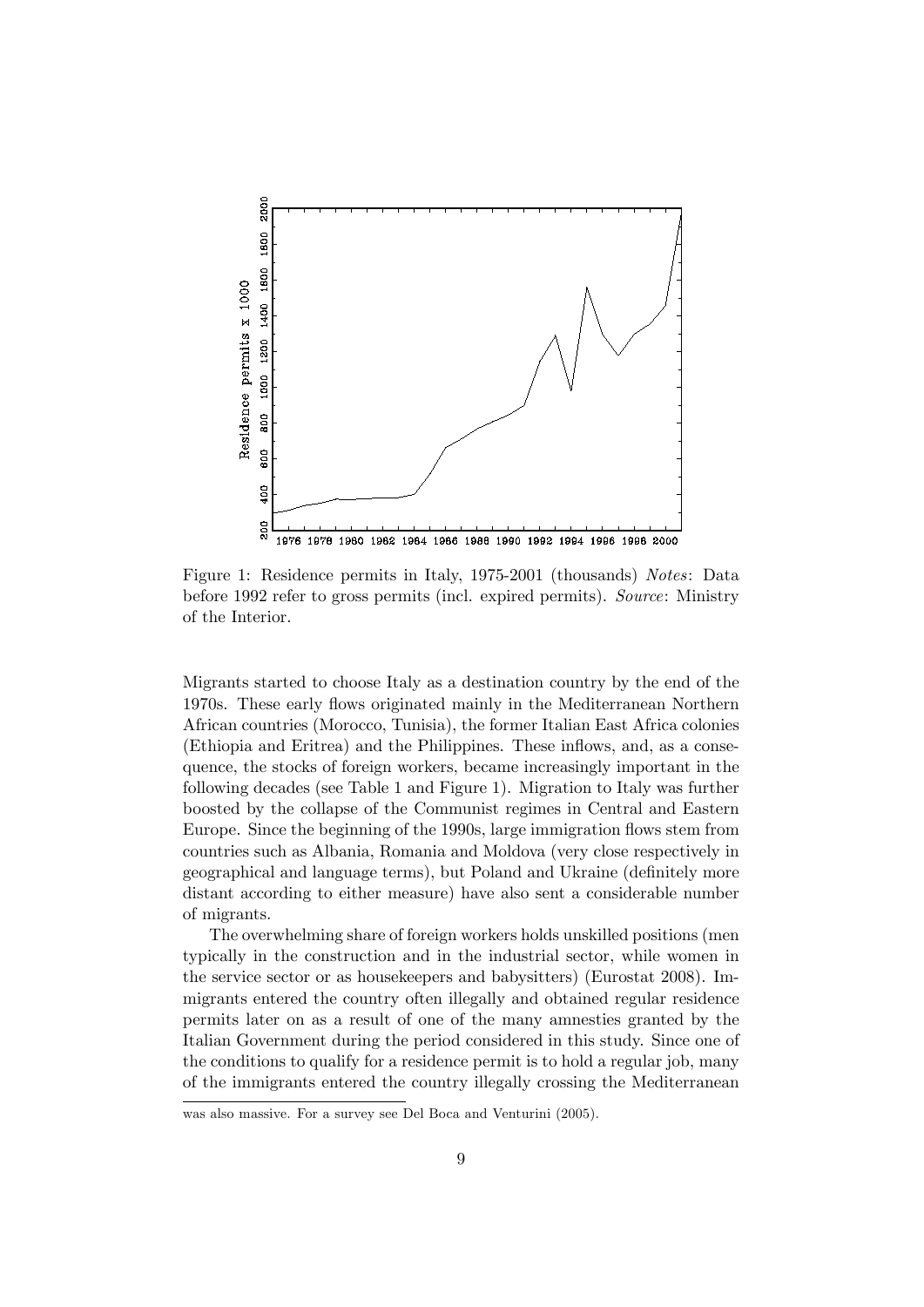Figure 1: Residence permits in Italy, 1975-2001 (thousands) *Notes*: Data before 1992 refer to gross permits (incl. expired permits). *Source*: Ministry of the Interior.

Migrants started to choose Italy as a destination country by the end of the 1970s. These early flows originated mainly in the Mediterranean Northern African countries (Morocco, Tunisia), the former Italian East Africa colonies (Ethiopia and Eritrea) and the Philippines. These inflows, and, as a consequence, the stocks of foreign workers, became increasingly important in the following decades (see Table 1 and Figure 1). Migration to Italy was further boosted by the collapse of the Communist regimes in Central and Eastern Europe. Since the beginning of the 1990s, large immigration flows stem from countries such as Albania, Romania and Moldova (very close respectively in geographical and language terms), but Poland and Ukraine (definitely more distant according to either measure) have also sent a considerable number of migrants.

The overwhelming share of foreign workers holds unskilled positions (men typically in the construction and in the industrial sector, while women in the service sector or as housekeepers and babysitters) (Eurostat 2008). Immigrants entered the country often illegally and obtained regular residence permits later on as a result of one of the many amnesties granted by the Italian Government during the period considered in this study. Since one of the conditions to qualify for a residence permit is to hold a regular job, many of the immigrants entered the country illegally crossing the Mediterranean

was also massive. For a survey see Del Boca and Venturini (2005).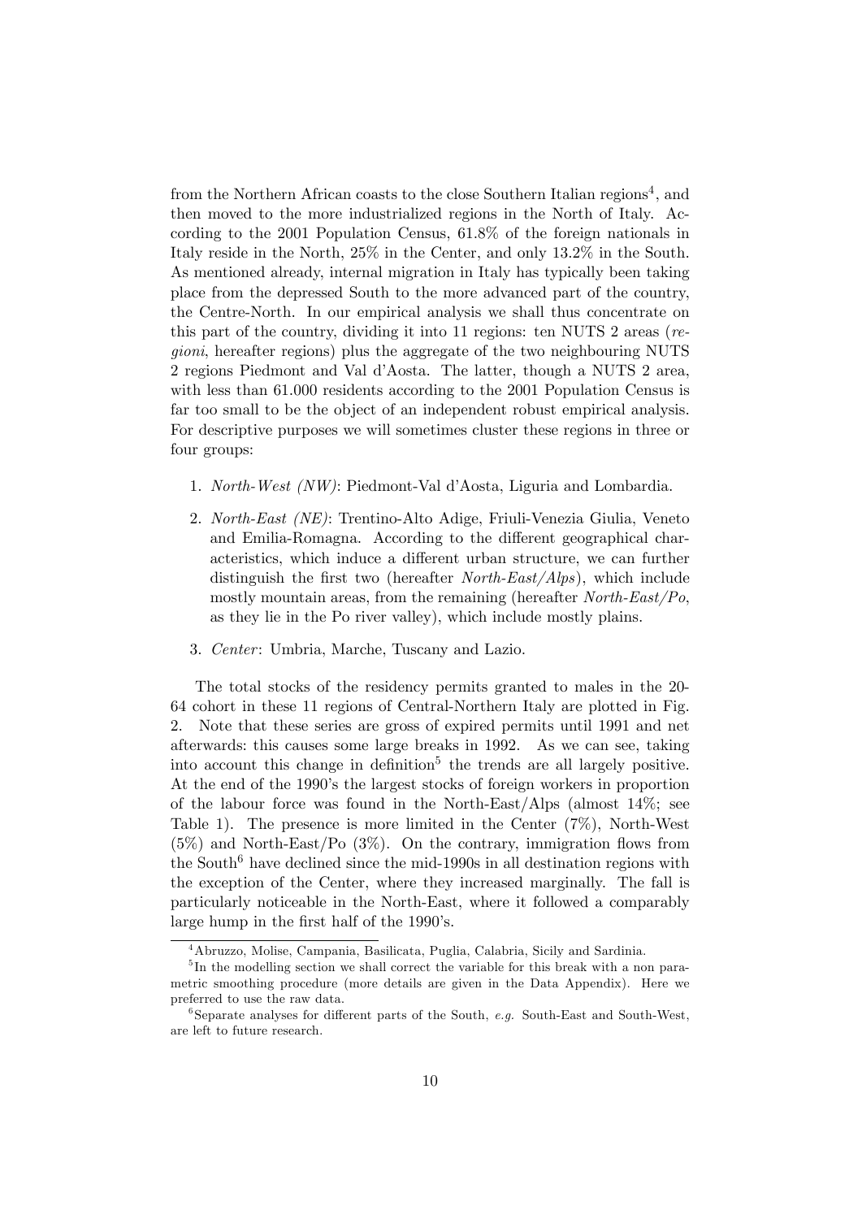from the Northern African coasts to the close Southern Italian regions[4], and then moved to the more industrialized regions in the North of Italy. According to the 2001 Population Census, 61.8% of the foreign nationals in Italy reside in the North, 25% in the Center, and only 13.2% in the South. As mentioned already, internal migration in Italy has typically been taking place from the depressed South to the more advanced part of the country, the Centre-North. In our empirical analysis we shall thus concentrate on this part of the country, dividing it into 11 regions: ten NUTS 2 areas (*regioni*, hereafter regions) plus the aggregate of the two neighbouring NUTS 2 regions Piedmont and Val d'Aosta. The latter, though a NUTS 2 area, with less than 61.000 residents according to the 2001 Population Census is far too small to be the object of an independent robust empirical analysis. For descriptive purposes we will sometimes cluster these regions in three or four groups:

1. *North-West (NW)*: Piedmont-Val d'Aosta, Liguria and Lombardia.
2. *North-East (NE)*: Trentino-Alto Adige, Friuli-Venezia Giulia, Veneto and Emilia-Romagna. According to the different geographical characteristics, which induce a different urban structure, we can further distinguish the first two (hereafter *North-East/Alps*), which include mostly mountain areas, from the remaining (hereafter *North-East/Po*, as they lie in the Po river valley), which include mostly plains.
3. *Center*: Umbria, Marche, Tuscany and Lazio.

The total stocks of the residency permits granted to males in the 20-64 cohort in these 11 regions of Central-Northern Italy are plotted in Fig. 2. Note that these series are gross of expired permits until 1991 and net afterwards: this causes some large breaks in 1992. As we can see, taking into account this change in definition[5] the trends are all largely positive. At the end of the 1990's the largest stocks of foreign workers in proportion of the labour force was found in the North-East/Alps (almost 14%; see Table 1). The presence is more limited in the Center (7%), North-West (5%) and North-East/Po (3%). On the contrary, immigration flows from the South[6] have declined since the mid-1990s in all destination regions with the exception of the Center, where they increased marginally. The fall is particularly noticeable in the North-East, where it followed a comparably large hump in the first half of the 1990's.

[4] Abruzzo, Molise, Campania, Basilicata, Puglia, Calabria, Sicily and Sardinia.

[5] In the modelling section we shall correct the variable for this break with a non parametric smoothing procedure (more details are given in the Data Appendix). Here we preferred to use the raw data.

[6] Separate analyses for different parts of the South, *e.g.* South-East and South-West, are left to future research.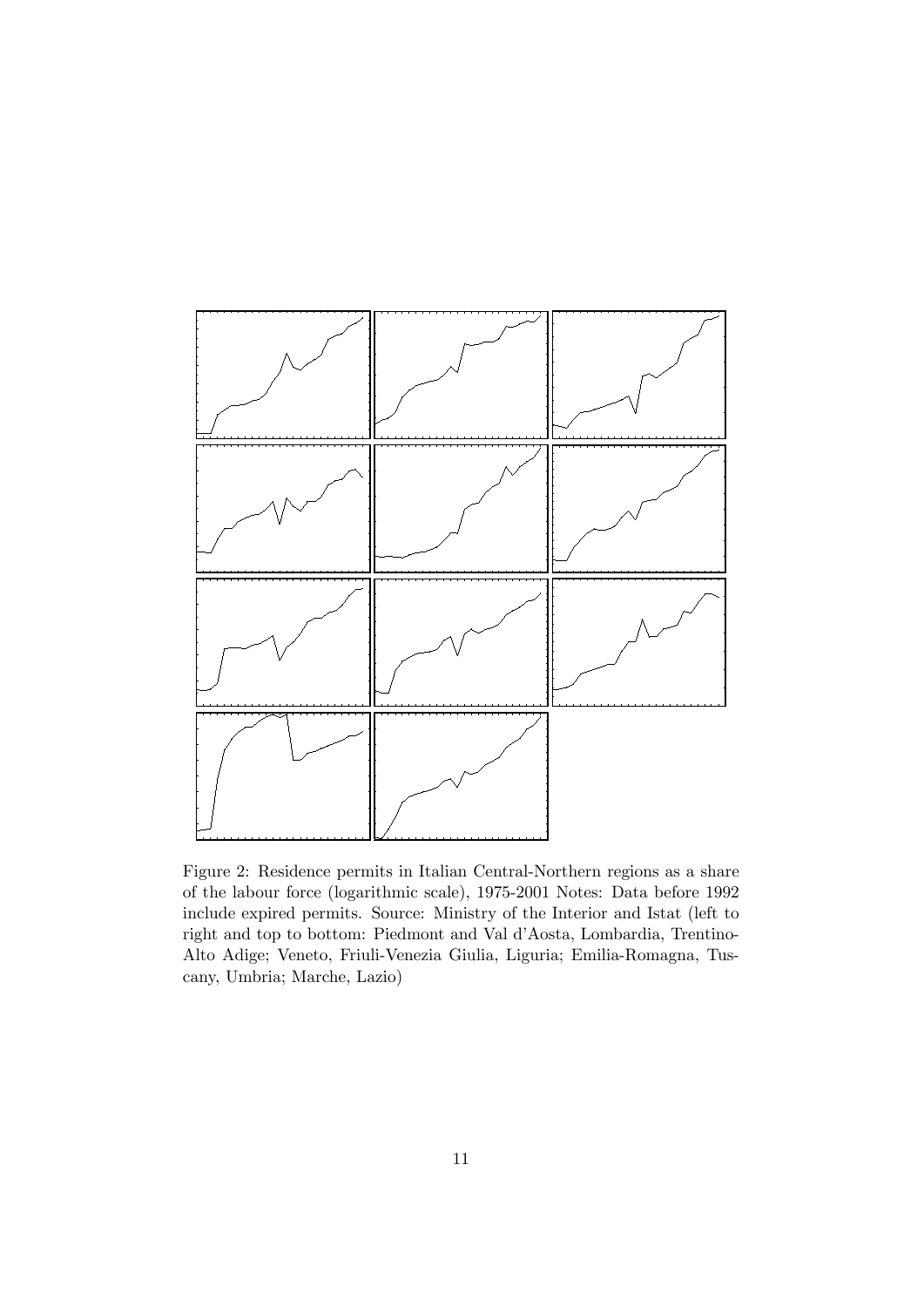Figure 2: Residence permits in Italian Central-Northern regions as a share of the labour force (logarithmic scale), 1975-2001 Notes: Data before 1992 include expired permits. Source: Ministry of the Interior and Istat (left to right and top to bottom: Piedmont and Val d'Aosta, Lombardia, Trentino-Alto Adige; Veneto, Friuli-Venezia Giulia, Liguria; Emilia-Romagna, Tuscany, Umbria; Marche, Lazio)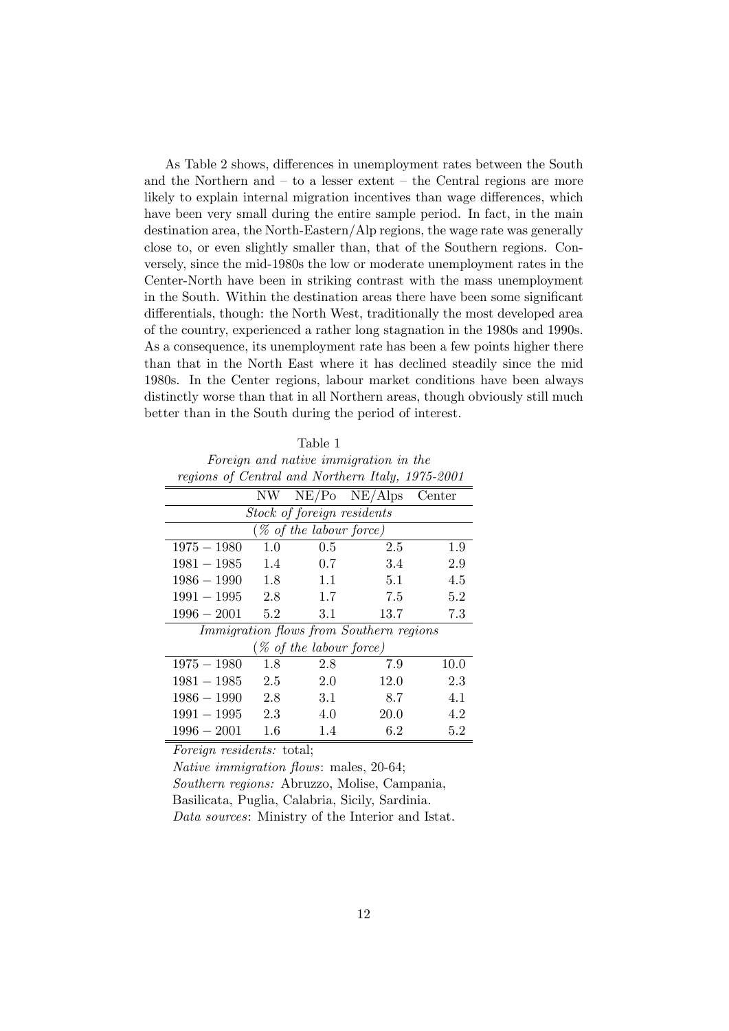As Table 2 shows, differences in unemployment rates between the South and the Northern and – to a lesser extent – the Central regions are more likely to explain internal migration incentives than wage differences, which have been very small during the entire sample period. In fact, in the main destination area, the North-Eastern/Alp regions, the wage rate was generally close to, or even slightly smaller than, that of the Southern regions. Conversely, since the mid-1980s the low or moderate unemployment rates in the Center-North have been in striking contrast with the mass unemployment in the South. Within the destination areas there have been some significant differentials, though: the North West, traditionally the most developed area of the country, experienced a rather long stagnation in the 1980s and 1990s. As a consequence, its unemployment rate has been a few points higher there than that in the North East where it has declined steadily since the mid 1980s. In the Center regions, labour market conditions have been always distinctly worse than that in all Northern areas, though obviously still much better than in the South during the period of interest.

Table 1

*Foreign and native immigration in the regions of Central and Northern Italy, 1975-2001*

| | NW | NE/Po | NE/Alps | Center |
|---|---|---|---|---|
| *Stock of foreign residents (% of the labour force)* | | | | |
| 1975 − 1980 | 1.0 | 0.5 | 2.5 | 1.9 |
| 1981 − 1985 | 1.4 | 0.7 | 3.4 | 2.9 |
| 1986 − 1990 | 1.8 | 1.1 | 5.1 | 4.5 |
| 1991 − 1995 | 2.8 | 1.7 | 7.5 | 5.2 |
| 1996 − 2001 | 5.2 | 3.1 | 13.7 | 7.3 |
| *Immigration flows from Southern regions (% of the labour force)* | | | | |
| 1975 − 1980 | 1.8 | 2.8 | 7.9 | 10.0 |
| 1981 − 1985 | 2.5 | 2.0 | 12.0 | 2.3 |
| 1986 − 1990 | 2.8 | 3.1 | 8.7 | 4.1 |
| 1991 − 1995 | 2.3 | 4.0 | 20.0 | 4.2 |
| 1996 − 2001 | 1.6 | 1.4 | 6.2 | 5.2 |

*Foreign residents:* total;

*Native immigration flows*: males, 20-64;

*Southern regions:* Abruzzo, Molise, Campania, Basilicata, Puglia, Calabria, Sicily, Sardinia.

*Data sources*: Ministry of the Interior and Istat.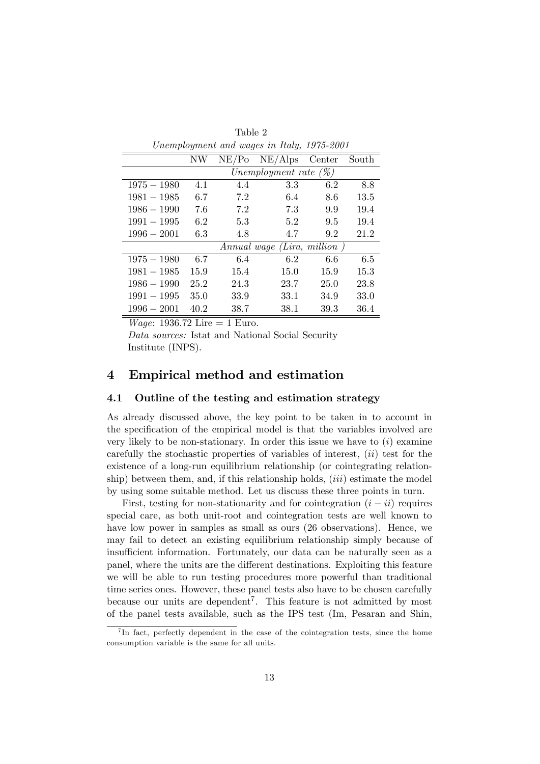Table 2

*Unemployment and wages in Italy, 1975-2001*

| | NW | NE/Po | NE/Alps | Center | South |
|---|---|---|---|---|---|
| | *Unemployment rate (%)* | | | | |
| $1975-1980$ | 4.1 | 4.4 | 3.3 | 6.2 | 8.8 |
| $1981-1985$ | 6.7 | 7.2 | 6.4 | 8.6 | 13.5 |
| $1986-1990$ | 7.6 | 7.2 | 7.3 | 9.9 | 19.4 |
| $1991-1995$ | 6.2 | 5.3 | 5.2 | 9.5 | 19.4 |
| $1996-2001$ | 6.3 | 4.8 | 4.7 | 9.2 | 21.2 |
| | *Annual wage (Lira, million )* | | | | |
| $1975-1980$ | 6.7 | 6.4 | 6.2 | 6.6 | 6.5 |
| $1981-1985$ | 15.9 | 15.4 | 15.0 | 15.9 | 15.3 |
| $1986-1990$ | 25.2 | 24.3 | 23.7 | 25.0 | 23.8 |
| $1991-1995$ | 35.0 | 33.9 | 33.1 | 34.9 | 33.0 |
| $1996-2001$ | 40.2 | 38.7 | 38.1 | 39.3 | 36.4 |

*Wage*: 1936.72 Lire = 1 Euro.

*Data sources:* Istat and National Social Security Institute (INPS).

# 4 Empirical method and estimation

## 4.1 Outline of the testing and estimation strategy

As already discussed above, the key point to be taken in to account in the specification of the empirical model is that the variables involved are very likely to be non-stationary. In order this issue we have to (*i*) examine carefully the stochastic properties of variables of interest, (*ii*) test for the existence of a long-run equilibrium relationship (or cointegrating relationship) between them, and, if this relationship holds, (*iii*) estimate the model by using some suitable method. Let us discuss these three points in turn.

First, testing for non-stationarity and for cointegration ($i-ii$) requires special care, as both unit-root and cointegration tests are well known to have low power in samples as small as ours (26 observations). Hence, we may fail to detect an existing equilibrium relationship simply because of insufficient information. Fortunately, our data can be naturally seen as a panel, where the units are the different destinations. Exploiting this feature we will be able to run testing procedures more powerful than traditional time series ones. However, these panel tests also have to be chosen carefully because our units are dependent[7]. This feature is not admitted by most of the panel tests available, such as the IPS test (Im, Pesaran and Shin,

[7] In fact, perfectly dependent in the case of the cointegration tests, since the home consumption variable is the same for all units.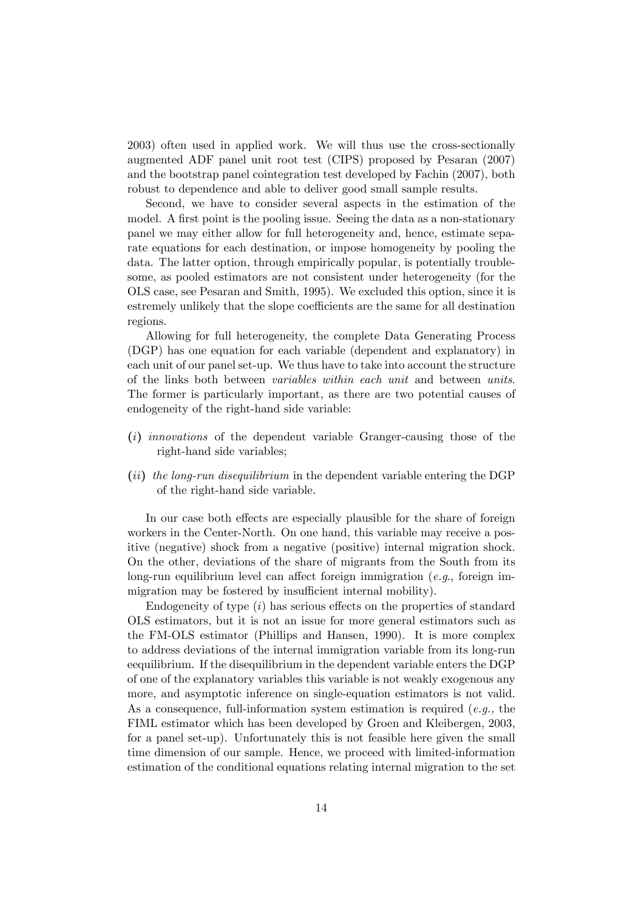2003) often used in applied work. We will thus use the cross-sectionally augmented ADF panel unit root test (CIPS) proposed by Pesaran (2007) and the bootstrap panel cointegration test developed by Fachin (2007), both robust to dependence and able to deliver good small sample results.

Second, we have to consider several aspects in the estimation of the model. A first point is the pooling issue. Seeing the data as a non-stationary panel we may either allow for full heterogeneity and, hence, estimate separate equations for each destination, or impose homogeneity by pooling the data. The latter option, through empirically popular, is potentially troublesome, as pooled estimators are not consistent under heterogeneity (for the OLS case, see Pesaran and Smith, 1995). We excluded this option, since it is estremely unlikely that the slope coefficients are the same for all destination regions.

Allowing for full heterogeneity, the complete Data Generating Process (DGP) has one equation for each variable (dependent and explanatory) in each unit of our panel set-up. We thus have to take into account the structure of the links both between *variables within each unit* and between *units*. The former is particularly important, as there are two potential causes of endogeneity of the right-hand side variable:

- (*i*) *innovations* of the dependent variable Granger-causing those of the right-hand side variables;
- (*ii*) *the long-run disequilibrium* in the dependent variable entering the DGP of the right-hand side variable.

In our case both effects are especially plausible for the share of foreign workers in the Center-North. On one hand, this variable may receive a positive (negative) shock from a negative (positive) internal migration shock. On the other, deviations of the share of migrants from the South from its long-run equilibrium level can affect foreign immigration (*e.g.*, foreign immigration may be fostered by insufficient internal mobility).

Endogeneity of type (*i*) has serious effects on the properties of standard OLS estimators, but it is not an issue for more general estimators such as the FM-OLS estimator (Phillips and Hansen, 1990). It is more complex to address deviations of the internal immigration variable from its long-run eequilibrium. If the disequilibrium in the dependent variable enters the DGP of one of the explanatory variables this variable is not weakly exogenous any more, and asymptotic inference on single-equation estimators is not valid. As a consequence, full-information system estimation is required (*e.g.,* the FIML estimator which has been developed by Groen and Kleibergen, 2003, for a panel set-up). Unfortunately this is not feasible here given the small time dimension of our sample. Hence, we proceed with limited-information estimation of the conditional equations relating internal migration to the set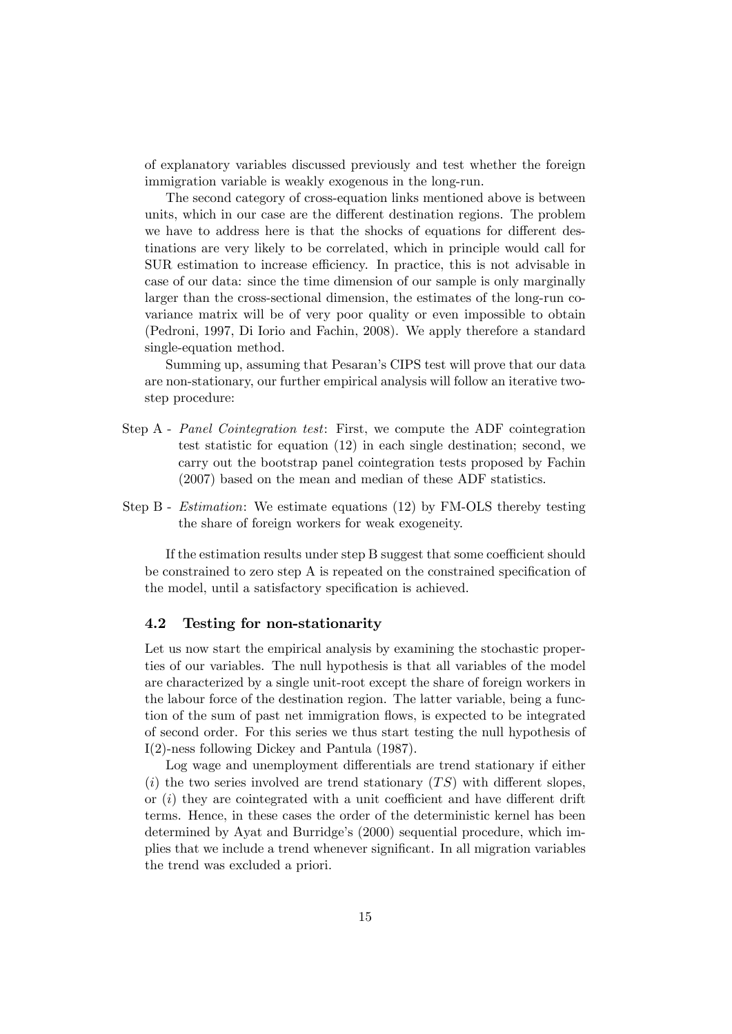of explanatory variables discussed previously and test whether the foreign immigration variable is weakly exogenous in the long-run.

The second category of cross-equation links mentioned above is between units, which in our case are the different destination regions. The problem we have to address here is that the shocks of equations for different destinations are very likely to be correlated, which in principle would call for SUR estimation to increase efficiency. In practice, this is not advisable in case of our data: since the time dimension of our sample is only marginally larger than the cross-sectional dimension, the estimates of the long-run covariance matrix will be of very poor quality or even impossible to obtain (Pedroni, 1997, Di Iorio and Fachin, 2008). We apply therefore a standard single-equation method.

Summing up, assuming that Pesaran's CIPS test will prove that our data are non-stationary, our further empirical analysis will follow an iterative two-step procedure:

- Step A - *Panel Cointegration test*: First, we compute the ADF cointegration test statistic for equation (12) in each single destination; second, we carry out the bootstrap panel cointegration tests proposed by Fachin (2007) based on the mean and median of these ADF statistics.
- Step B - *Estimation*: We estimate equations (12) by FM-OLS thereby testing the share of foreign workers for weak exogeneity.

If the estimation results under step B suggest that some coefficient should be constrained to zero step A is repeated on the constrained specification of the model, until a satisfactory specification is achieved.

### 4.2 Testing for non-stationarity

Let us now start the empirical analysis by examining the stochastic properties of our variables. The null hypothesis is that all variables of the model are characterized by a single unit-root except the share of foreign workers in the labour force of the destination region. The latter variable, being a function of the sum of past net immigration flows, is expected to be integrated of second order. For this series we thus start testing the null hypothesis of I(2)-ness following Dickey and Pantula (1987).

Log wage and unemployment differentials are trend stationary if either $(i)$ the two series involved are trend stationary $(TS)$ with different slopes, or $(i)$ they are cointegrated with a unit coefficient and have different drift terms. Hence, in these cases the order of the deterministic kernel has been determined by Ayat and Burridge's (2000) sequential procedure, which implies that we include a trend whenever significant. In all migration variables the trend was excluded a priori.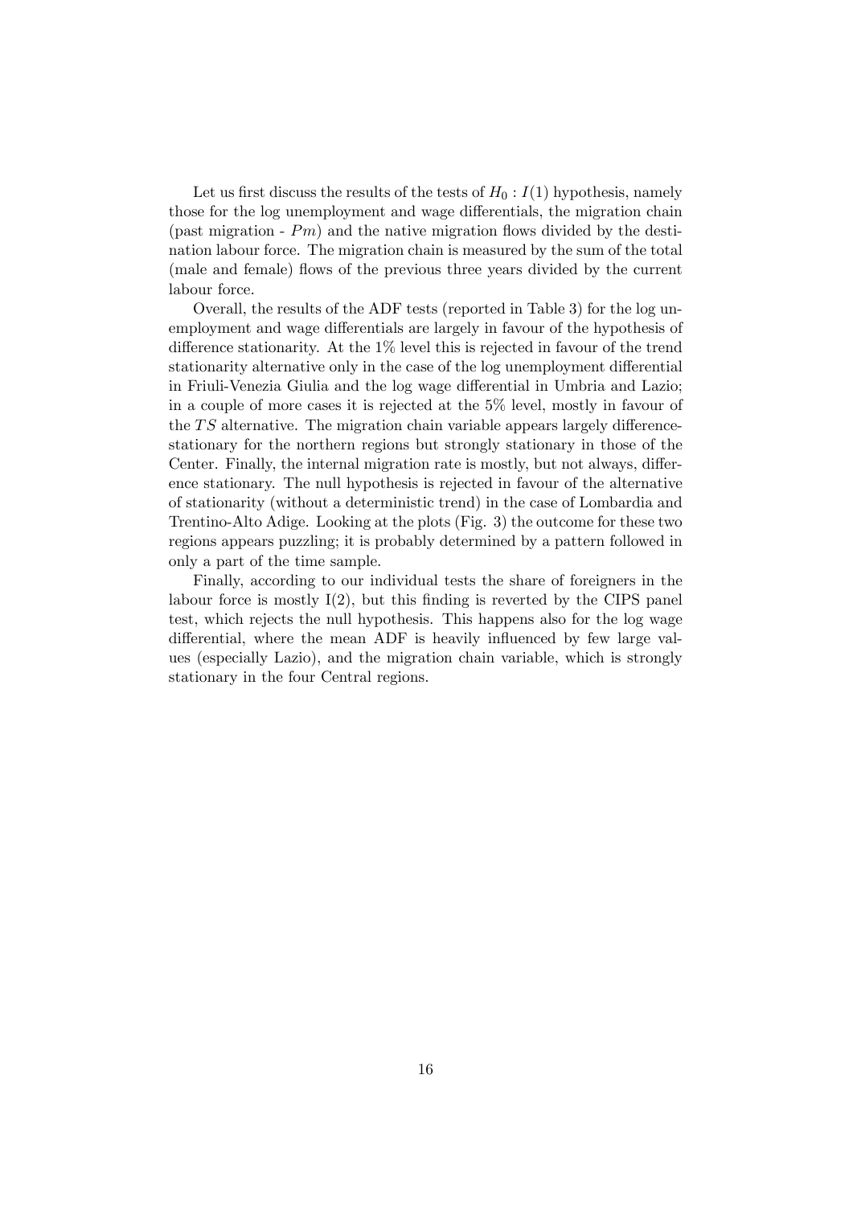Let us first discuss the results of the tests of $H_0 : I(1)$ hypothesis, namely those for the log unemployment and wage differentials, the migration chain (past migration - $Pm$) and the native migration flows divided by the destination labour force. The migration chain is measured by the sum of the total (male and female) flows of the previous three years divided by the current labour force.

Overall, the results of the ADF tests (reported in Table 3) for the log unemployment and wage differentials are largely in favour of the hypothesis of difference stationarity. At the 1% level this is rejected in favour of the trend stationarity alternative only in the case of the log unemployment differential in Friuli-Venezia Giulia and the log wage differential in Umbria and Lazio; in a couple of more cases it is rejected at the 5% level, mostly in favour of the $TS$ alternative. The migration chain variable appears largely difference-stationary for the northern regions but strongly stationary in those of the Center. Finally, the internal migration rate is mostly, but not always, difference stationary. The null hypothesis is rejected in favour of the alternative of stationarity (without a deterministic trend) in the case of Lombardia and Trentino-Alto Adige. Looking at the plots (Fig. 3) the outcome for these two regions appears puzzling; it is probably determined by a pattern followed in only a part of the time sample.

Finally, according to our individual tests the share of foreigners in the labour force is mostly I(2), but this finding is reverted by the CIPS panel test, which rejects the null hypothesis. This happens also for the log wage differential, where the mean ADF is heavily influenced by few large values (especially Lazio), and the migration chain variable, which is strongly stationary in the four Central regions.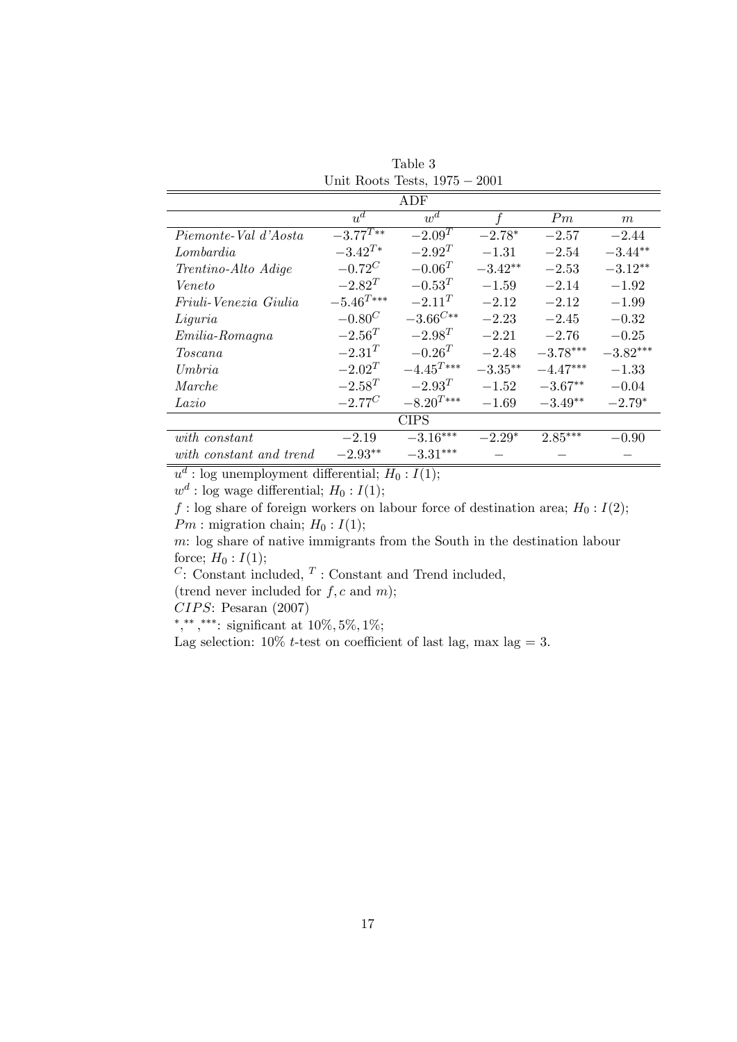Table 3
Unit Roots Tests, 1975 − 2001

| ADF | | | | | |
|---|---|---|---|---|---|
| | $u^d$ | $w^d$ | $f$ | $Pm$ | $m$ |
| *Piemonte-Val d'Aosta* | $-3.77^{T**}$ | $-2.09^{T}$ | $-2.78^{*}$ | $-2.57$ | $-2.44$ |
| *Lombardia* | $-3.42^{T*}$ | $-2.92^{T}$ | $-1.31$ | $-2.54$ | $-3.44^{**}$ |
| *Trentino-Alto Adige* | $-0.72^{C}$ | $-0.06^{T}$ | $-3.42^{**}$ | $-2.53$ | $-3.12^{**}$ |
| *Veneto* | $-2.82^{T}$ | $-0.53^{T}$ | $-1.59$ | $-2.14$ | $-1.92$ |
| *Friuli-Venezia Giulia* | $-5.46^{T***}$ | $-2.11^{T}$ | $-2.12$ | $-2.12$ | $-1.99$ |
| *Liguria* | $-0.80^{C}$ | $-3.66^{C**}$ | $-2.23$ | $-2.45$ | $-0.32$ |
| *Emilia-Romagna* | $-2.56^{T}$ | $-2.98^{T}$ | $-2.21$ | $-2.76$ | $-0.25$ |
| *Toscana* | $-2.31^{T}$ | $-0.26^{T}$ | $-2.48$ | $-3.78^{***}$ | $-3.82^{***}$ |
| *Umbria* | $-2.02^{T}$ | $-4.45^{T***}$ | $-3.35^{**}$ | $-4.47^{***}$ | $-1.33$ |
| *Marche* | $-2.58^{T}$ | $-2.93^{T}$ | $-1.52$ | $-3.67^{**}$ | $-0.04$ |
| *Lazio* | $-2.77^{C}$ | $-8.20^{T***}$ | $-1.69$ | $-3.49^{**}$ | $-2.79^{*}$ |
| **CIPS** | | | | | |
| *with constant* | $-2.19$ | $-3.16^{***}$ | $-2.29^{*}$ | $2.85^{***}$ | $-0.90$ |
| *with constant and trend* | $-2.93^{**}$ | $-3.31^{***}$ | $-$ | $-$ | $-$ |

$u^d$ : log unemployment differential; $H_0 : I(1)$;

$w^d$ : log wage differential; $H_0 : I(1)$;

$f$ : log share of foreign workers on labour force of destination area; $H_0 : I(2)$;

$Pm$ : migration chain; $H_0 : I(1)$;

$m$: log share of native immigrants from the South in the destination labour force; $H_0 : I(1)$;

$^C$: Constant included, $^T$ : Constant and Trend included,

(trend never included for $f, c$ and $m$);

$CIPS$: Pesaran (2007)

$^{*}, ^{**}, ^{***}$: significant at $10\%, 5\%, 1\%$;

Lag selection: $10\%$ $t$-test on coefficient of last lag, max lag $= 3$.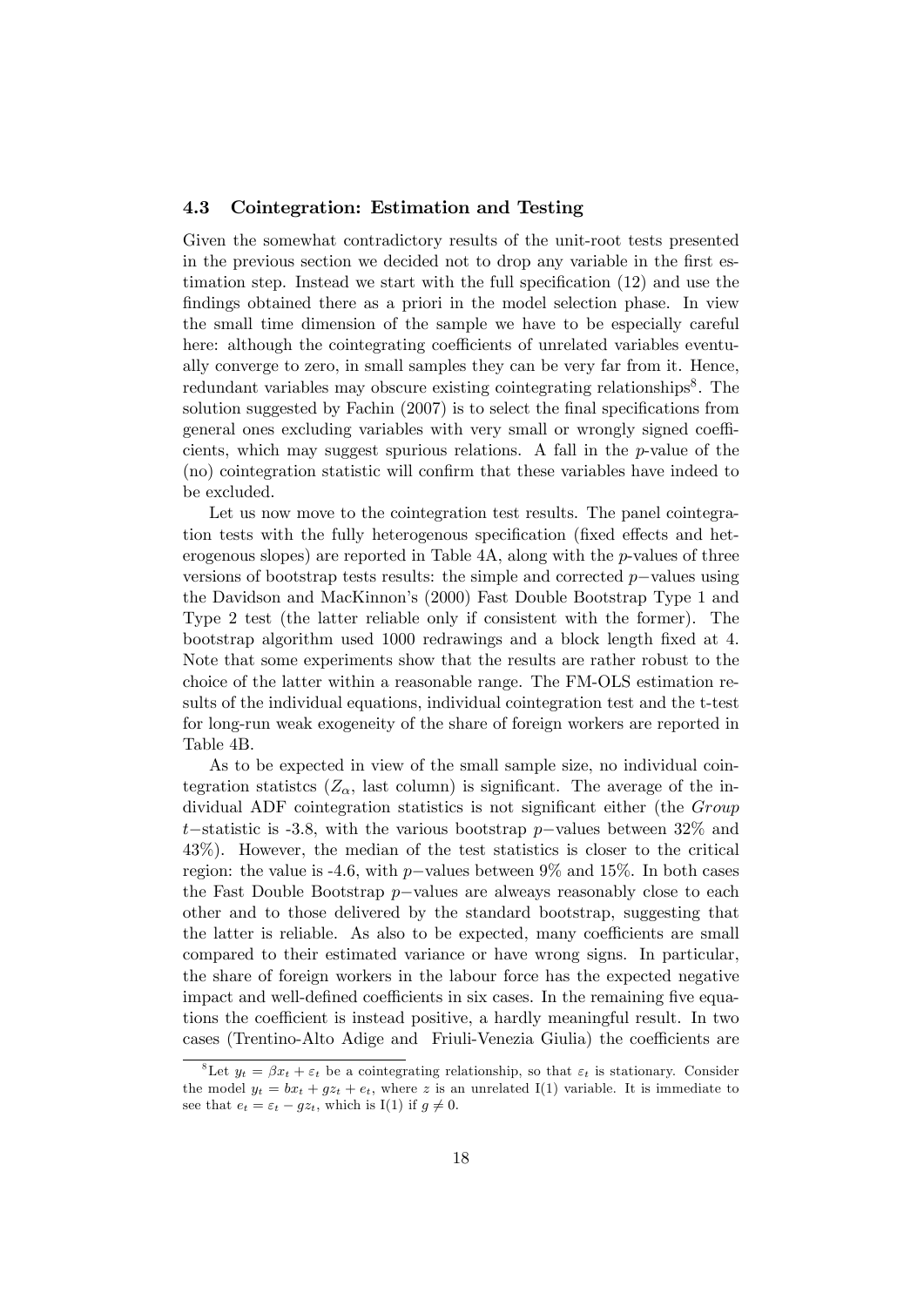### 4.3 Cointegration: Estimation and Testing

Given the somewhat contradictory results of the unit-root tests presented in the previous section we decided not to drop any variable in the first estimation step. Instead we start with the full specification (12) and use the findings obtained there as a priori in the model selection phase. In view the small time dimension of the sample we have to be especially careful here: although the cointegrating coefficients of unrelated variables eventually converge to zero, in small samples they can be very far from it. Hence, redundant variables may obscure existing cointegrating relationships[8]. The solution suggested by Fachin (2007) is to select the final specifications from general ones excluding variables with very small or wrongly signed coefficients, which may suggest spurious relations. A fall in the $p$-value of the (no) cointegration statistic will confirm that these variables have indeed to be excluded.

Let us now move to the cointegration test results. The panel cointegration tests with the fully heterogenous specification (fixed effects and heterogenous slopes) are reported in Table 4A, along with the $p$-values of three versions of bootstrap tests results: the simple and corrected $p-$values using the Davidson and MacKinnon's (2000) Fast Double Bootstrap Type 1 and Type 2 test (the latter reliable only if consistent with the former). The bootstrap algorithm used 1000 redrawings and a block length fixed at 4. Note that some experiments show that the results are rather robust to the choice of the latter within a reasonable range. The FM-OLS estimation results of the individual equations, individual cointegration test and the t-test for long-run weak exogeneity of the share of foreign workers are reported in Table 4B.

As to be expected in view of the small sample size, no individual cointegration statistcs ($Z_{\alpha}$, last column) is significant. The average of the individual ADF cointegration statistics is not significant either (the *Group* $t-$statistic is -3.8, with the various bootstrap $p-$values between 32% and 43%). However, the median of the test statistics is closer to the critical region: the value is -4.6, with $p-$values between 9% and 15%. In both cases the Fast Double Bootstrap $p-$values are alweays reasonably close to each other and to those delivered by the standard bootstrap, suggesting that the latter is reliable. As also to be expected, many coefficients are small compared to their estimated variance or have wrong signs. In particular, the share of foreign workers in the labour force has the expected negative impact and well-defined coefficients in six cases. In the remaining five equations the coefficient is instead positive, a hardly meaningful result. In two cases (Trentino-Alto Adige and Friuli-Venezia Giulia) the coefficients are

---

[8] Let $y_t = \beta x_t + \varepsilon_t$ be a cointegrating relationship, so that $\varepsilon_t$ is stationary. Consider the model $y_t = bx_t + gz_t + e_t$, where $z$ is an unrelated I(1) variable. It is immediate to see that $e_t = \varepsilon_t - gz_t$, which is I(1) if $g \neq 0$.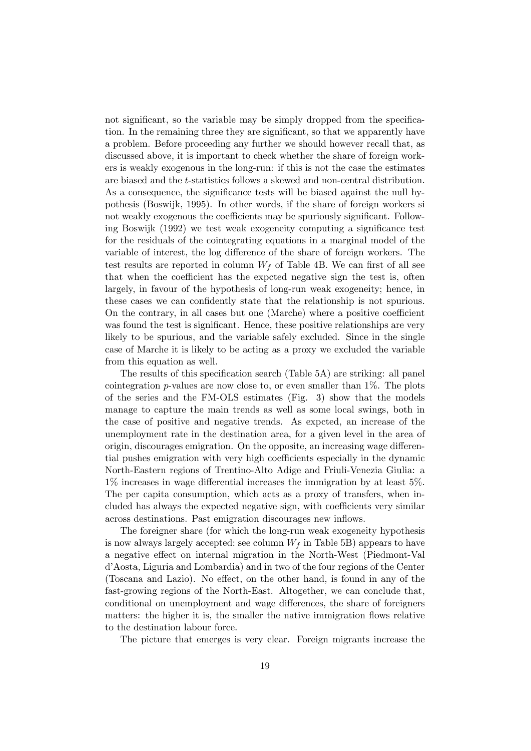not significant, so the variable may be simply dropped from the specification. In the remaining three they are significant, so that we apparently have a problem. Before proceeding any further we should however recall that, as discussed above, it is important to check whether the share of foreign workers is weakly exogenous in the long-run: if this is not the case the estimates are biased and the $t$-statistics follows a skewed and non-central distribution. As a consequence, the significance tests will be biased against the null hypothesis (Boswijk, 1995). In other words, if the share of foreign workers si not weakly exogenous the coefficients may be spuriously significant. Following Boswijk (1992) we test weak exogeneity computing a significance test for the residuals of the cointegrating equations in a marginal model of the variable of interest, the log difference of the share of foreign workers. The test results are reported in column $W_f$ of Table 4B. We can first of all see that when the coefficient has the expcted negative sign the test is, often largely, in favour of the hypothesis of long-run weak exogeneity; hence, in these cases we can confidently state that the relationship is not spurious. On the contrary, in all cases but one (Marche) where a positive coefficient was found the test is significant. Hence, these positive relationships are very likely to be spurious, and the variable safely excluded. Since in the single case of Marche it is likely to be acting as a proxy we excluded the variable from this equation as well.

The results of this specification search (Table 5A) are striking: all panel cointegration $p$-values are now close to, or even smaller than 1%. The plots of the series and the FM-OLS estimates (Fig. 3) show that the models manage to capture the main trends as well as some local swings, both in the case of positive and negative trends. As expcted, an increase of the unemployment rate in the destination area, for a given level in the area of origin, discourages emigration. On the opposite, an increasing wage differential pushes emigration with very high coefficients especially in the dynamic North-Eastern regions of Trentino-Alto Adige and Friuli-Venezia Giulia: a 1% increases in wage differential increases the immigration by at least 5%. The per capita consumption, which acts as a proxy of transfers, when included has always the expected negative sign, with coefficients very similar across destinations. Past emigration discourages new inflows.

The foreigner share (for which the long-run weak exogeneity hypothesis is now always largely accepted: see column $W_f$ in Table 5B) appears to have a negative effect on internal migration in the North-West (Piedmont-Val d'Aosta, Liguria and Lombardia) and in two of the four regions of the Center (Toscana and Lazio). No effect, on the other hand, is found in any of the fast-growing regions of the North-East. Altogether, we can conclude that, conditional on unemployment and wage differences, the share of foreigners matters: the higher it is, the smaller the native immigration flows relative to the destination labour force.

The picture that emerges is very clear. Foreign migrants increase the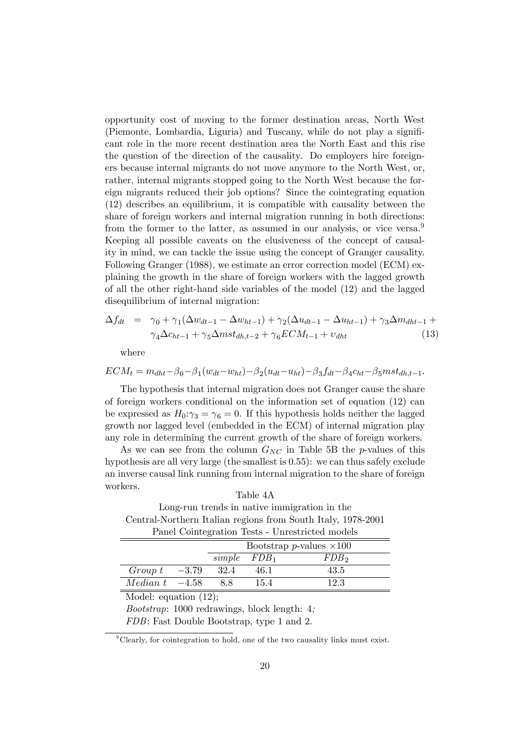opportunity cost of moving to the former destination areas, North West (Piemonte, Lombardia, Liguria) and Tuscany, while do not play a significant role in the more recent destination area the North East and this rise the question of the direction of the causality. Do employers hire foreigners because internal migrants do not move anymore to the North West, or, rather, internal migrants stopped going to the North West because the foreign migrants reduced their job options? Since the cointegrating equation (12) describes an equilibrium, it is compatible with causality between the share of foreign workers and internal migration running in both directions: from the former to the latter, as assumed in our analysis, or vice versa.[9] Keeping all possible caveats on the elusiveness of the concept of causality in mind, we can tackle the issue using the concept of Granger causality. Following Granger (1988), we estimate an error correction model (ECM) explaining the growth in the share of foreign workers with the lagged growth of all the other right-hand side variables of the model (12) and the lagged disequilibrium of internal migration:

$$\begin{aligned} \Delta f_{dt} &= \gamma_0 + \gamma_1(\Delta w_{dt-1} - \Delta w_{ht-1}) + \gamma_2(\Delta u_{dt-1} - \Delta u_{ht-1}) + \gamma_3 \Delta m_{dht-1} + \\ &\quad \gamma_4 \Delta c_{ht-1} + \gamma_5 \Delta mst_{dh,t-2} + \gamma_6 ECM_{t-1} + \upsilon_{dht} \end{aligned} \tag{13}$$

where

$$ECM_t = m_{dht} - \beta_0 - \beta_1(w_{dt} - w_{ht}) - \beta_2(u_{dt} - u_{ht}) - \beta_3 f_{dt} - \beta_4 c_{ht} - \beta_5 mst_{dh,t-1}.$$

The hypothesis that internal migration does not Granger cause the share of foreign workers conditional on the information set of equation (12) can be expressed as $H_0$:$\gamma_3 = \gamma_6 = 0$. If this hypothesis holds neither the lagged growth nor lagged level (embedded in the ECM) of internal migration play any role in determining the current growth of the share of foreign workers.

As we can see from the column $G_{NC}$ in Table 5B the $p$-values of this hypothesis are all very large (the smallest is 0.55): we can thus safely exclude an inverse causal link running from internal migration to the share of foreign workers.

Table 4A
Long-run trends in native immigration in the Central-Northern Italian regions from South Italy, 1978-2001
Panel Cointegration Tests - Unrestricted models

| | | Bootstrap $p$-values $\times 100$ | | |
|---|---|---|---|---|
| | | *simple* | $FDB_1$ | $FDB_2$ |
| *Group t* | $-3.79$ | 32.4 | 46.1 | 43.5 |
| *Median t* | $-4.58$ | 8.8 | 15.4 | 12.3 |

Model: equation (12);
*Bootstrap*: 1000 redrawings, block length: 4;
*FDB*: Fast Double Bootstrap, type 1 and 2.

[9] Clearly, for cointegration to hold, one of the two causality links must exist.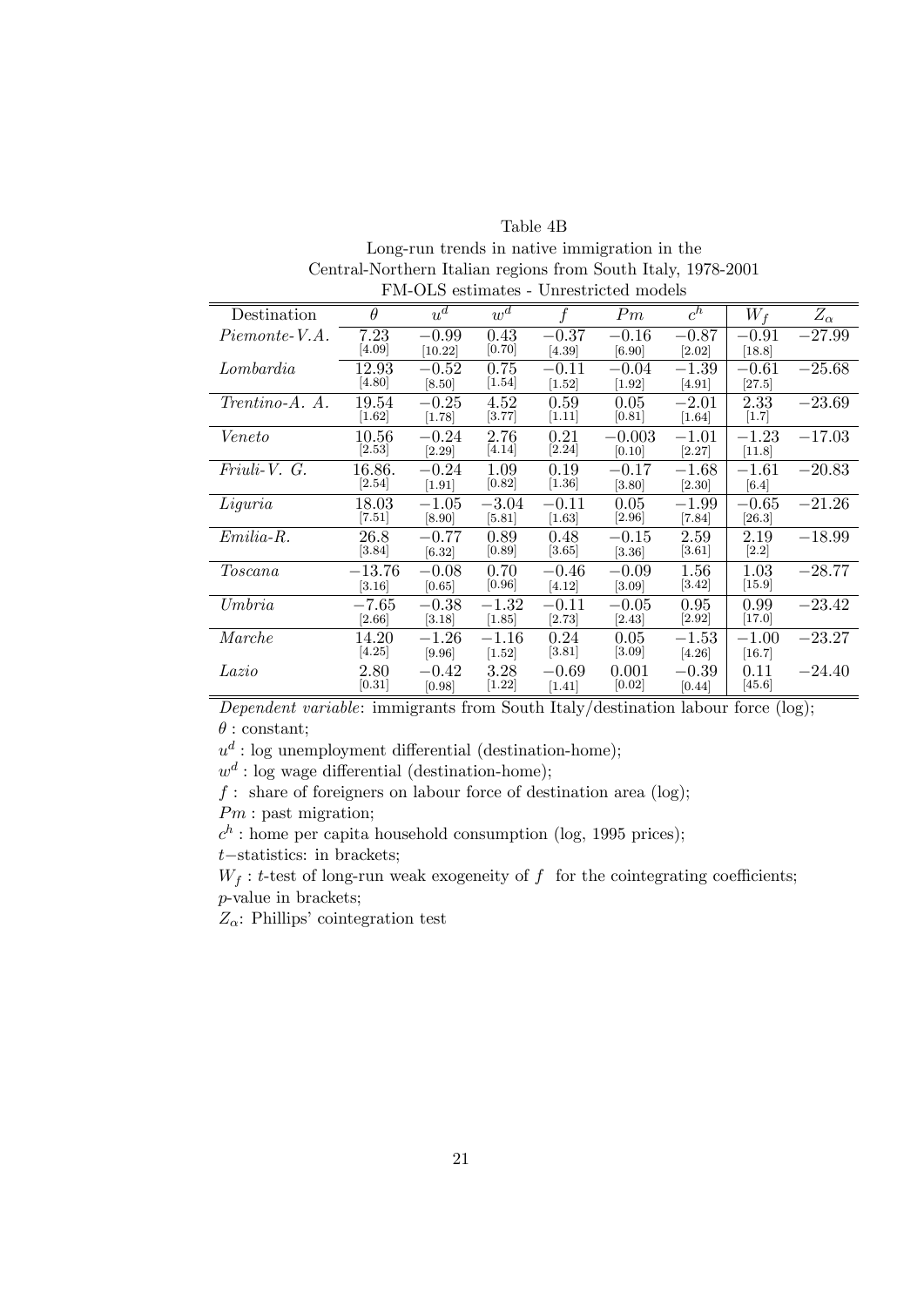Table 4B

Long-run trends in native immigration in the Central-Northern Italian regions from South Italy, 1978-2001

FM-OLS estimates - Unrestricted models

| Destination | $\theta$ | $u^d$ | $w^d$ | $f$ | $Pm$ | $c^h$ | $W_f$ | $Z_\alpha$ |
|---|---|---|---|---|---|---|---|---|
| *Piemonte-V.A.* | 7.23 [4.09] | −0.99 [10.22] | 0.43 [0.70] | −0.37 [4.39] | −0.16 [6.90] | −0.87 [2.02] | −0.91 [18.8] | −27.99 |
| *Lombardia* | 12.93 [4.80] | −0.52 [8.50] | 0.75 [1.54] | −0.11 [1.52] | −0.04 [1.92] | −1.39 [4.91] | −0.61 [27.5] | −25.68 |
| *Trentino-A. A.* | 19.54 [1.62] | −0.25 [1.78] | 4.52 [3.77] | 0.59 [1.11] | 0.05 [0.81] | −2.01 [1.64] | 2.33 [1.7] | −23.69 |
| *Veneto* | 10.56 [2.53] | −0.24 [2.29] | 2.76 [4.14] | 0.21 [2.24] | −0.003 [0.10] | −1.01 [2.27] | −1.23 [11.8] | −17.03 |
| *Friuli-V. G.* | 16.86. [2.54] | −0.24 [1.91] | 1.09 [0.82] | 0.19 [1.36] | −0.17 [3.80] | −1.68 [2.30] | −1.61 [6.4] | −20.83 |
| *Liguria* | 18.03 [7.51] | −1.05 [8.90] | −3.04 [5.81] | −0.11 [1.63] | 0.05 [2.96] | −1.99 [7.84] | −0.65 [26.3] | −21.26 |
| *Emilia-R.* | 26.8 [3.84] | −0.77 [6.32] | 0.89 [0.89] | 0.48 [3.65] | −0.15 [3.36] | 2.59 [3.61] | 2.19 [2.2] | −18.99 |
| *Toscana* | −13.76 [3.16] | −0.08 [0.65] | 0.70 [0.96] | −0.46 [4.12] | −0.09 [3.09] | 1.56 [3.42] | 1.03 [15.9] | −28.77 |
| *Umbria* | −7.65 [2.66] | −0.38 [3.18] | −1.32 [1.85] | −0.11 [2.73] | −0.05 [2.43] | 0.95 [2.92] | 0.99 [17.0] | −23.42 |
| *Marche* | 14.20 [4.25] | −1.26 [9.96] | −1.16 [1.52] | 0.24 [3.81] | 0.05 [3.09] | −1.53 [4.26] | −1.00 [16.7] | −23.27 |
| *Lazio* | 2.80 [0.31] | −0.42 [0.98] | 3.28 [1.22] | −0.69 [1.41] | 0.001 [0.02] | −0.39 [0.44] | 0.11 [45.6] | −24.40 |

*Dependent variable*: immigrants from South Italy/destination labour force (log);

$\theta$ : constant;

$u^d$ : log unemployment differential (destination-home);

$w^d$ : log wage differential (destination-home);

$f$ : share of foreigners on labour force of destination area (log);

$Pm$ : past migration;

$c^h$ : home per capita household consumption (log, 1995 prices);

$t$−statistics: in brackets;

$W_f$ : $t$-test of long-run weak exogeneity of $f$ for the cointegrating coefficients;

$p$-value in brackets;

$Z_\alpha$: Phillips' cointegration test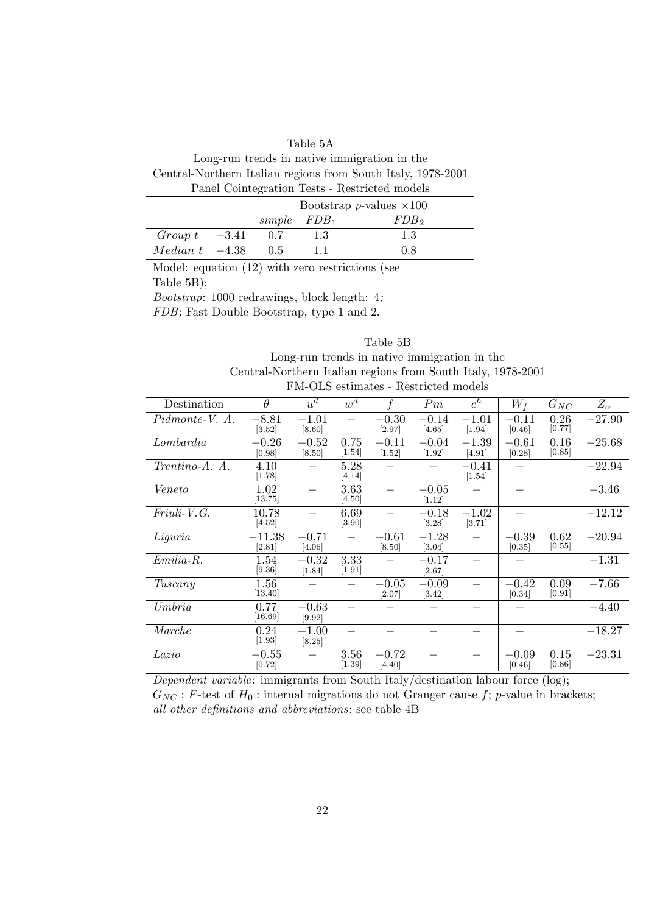Table 5A

Long-run trends in native immigration in the Central-Northern Italian regions from South Italy, 1978-2001

Panel Cointegration Tests - Restricted models

| | | Bootstrap $p$-values $\times 100$ | | |
|---|---|---|---|---|
| | | *simple* | $FDB_1$ | $FDB_2$ |
| *Group t* | $-3.41$ | 0.7 | 1.3 | 1.3 |
| *Median t* | $-4.38$ | 0.5 | 1.1 | 0.8 |

Model: equation (12) with zero restrictions (see Table 5B);
*Bootstrap*: 1000 redrawings, block length: 4;
*FDB*: Fast Double Bootstrap, type 1 and 2.

Table 5B

Long-run trends in native immigration in the Central-Northern Italian regions from South Italy, 1978-2001

FM-OLS estimates - Restricted models

| Destination | $\theta$ | $u^d$ | $w^d$ | $f$ | $Pm$ | $c^h$ | $W_f$ | $G_{NC}$ | $Z_\alpha$ |
|---|---|---|---|---|---|---|---|---|---|
| *Pidmonte-V. A.* | $-8.81$ [3.52] | $-1.01$ [8.60] | – | $-0.30$ [2.97] | $-0.14$ [4.65] | $-1.01$ [1.94] | $-0.11$ [0.46] | 0.26 [0.77] | $-27.90$ |
| *Lombardia* | $-0.26$ [0.98] | $-0.52$ [8.50] | 0.75 [1.54] | $-0.11$ [1.52] | $-0.04$ [1.92] | $-1.39$ [4.91] | $-0.61$ [0.28] | 0.16 [0.85] | $-25.68$ |
| *Trentino-A. A.* | 4.10 [1.78] | – | 5.28 [4.14] | – | – | $-0.41$ [1.54] | – | | $-22.94$ |
| *Veneto* | 1.02 [13.75] | – | 3.63 [4.50] | – | $-0.05$ [1.12] | – | – | | $-3.46$ |
| *Friuli-V.G.* | 10.78 [4.52] | – | 6.69 [3.90] | – | $-0.18$ [3.28] | $-1.02$ [3.71] | – | | $-12.12$ |
| *Liguria* | $-11.38$ [2.81] | $-0.71$ [4.06] | – | $-0.61$ [8.50] | $-1.28$ [3.04] | – | $-0.39$ [0.35] | 0.62 [0.55] | $-20.94$ |
| *Emilia-R.* | 1.54 [9.36] | $-0.32$ [1.84] | 3.33 [1.91] | – | $-0.17$ [2.67] | – | – | | $-1.31$ |
| *Tuscany* | 1.56 [13.40] | – | – | $-0.05$ [2.07] | $-0.09$ [3.42] | – | $-0.42$ [0.34] | 0.09 [0.91] | $-7.66$ |
| *Umbria* | 0.77 [16.69] | $-0.63$ [9.92] | – | – | – | – | – | | $-4.40$ |
| *Marche* | 0.24 [1.93] | $-1.00$ [8.25] | – | – | – | – | – | | $-18.27$ |
| *Lazio* | $-0.55$ [0.72] | – | 3.56 [1.39] | $-0.72$ [4.40] | – | – | $-0.09$ [0.46] | 0.15 [0.86] | $-23.31$ |

*Dependent variable*: immigrants from South Italy/destination labour force (log);
$G_{NC}$ : $F$-test of $H_0$ : internal migrations do not Granger cause $f$; $p$-value in brackets;
*all other definitions and abbreviations*: see table 4B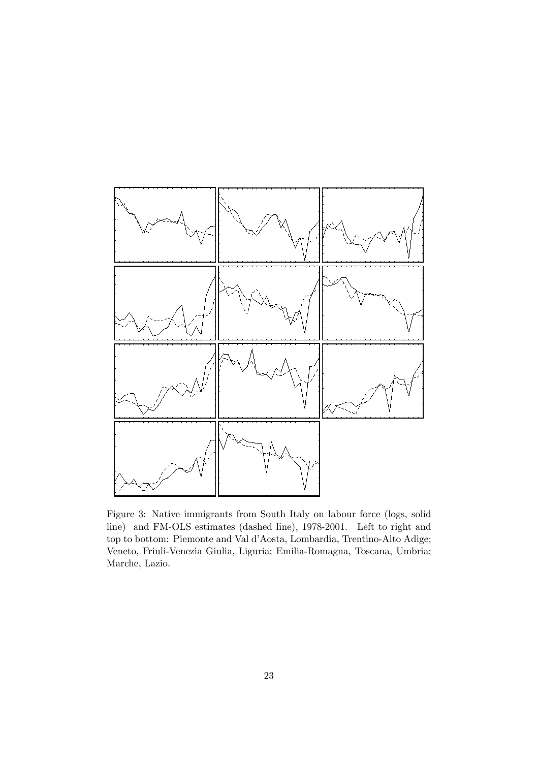Figure 3: Native immigrants from South Italy on labour force (logs, solid line) and FM-OLS estimates (dashed line), 1978-2001. Left to right and top to bottom: Piemonte and Val d'Aosta, Lombardia, Trentino-Alto Adige; Veneto, Friuli-Venezia Giulia, Liguria; Emilia-Romagna, Toscana, Umbria; Marche, Lazio.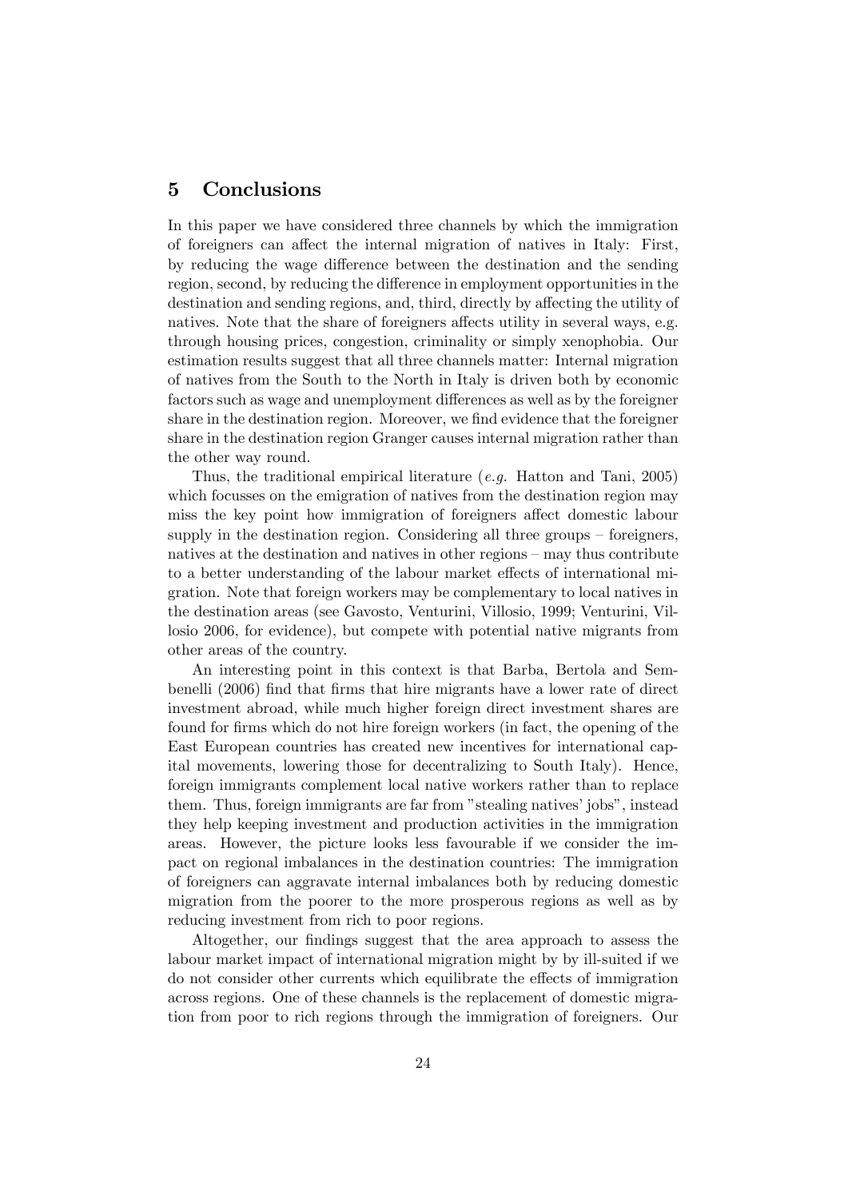## 5 Conclusions

In this paper we have considered three channels by which the immigration of foreigners can affect the internal migration of natives in Italy: First, by reducing the wage difference between the destination and the sending region, second, by reducing the difference in employment opportunities in the destination and sending regions, and, third, directly by affecting the utility of natives. Note that the share of foreigners affects utility in several ways, e.g. through housing prices, congestion, criminality or simply xenophobia. Our estimation results suggest that all three channels matter: Internal migration of natives from the South to the North in Italy is driven both by economic factors such as wage and unemployment differences as well as by the foreigner share in the destination region. Moreover, we find evidence that the foreigner share in the destination region Granger causes internal migration rather than the other way round.

Thus, the traditional empirical literature (*e.g.* Hatton and Tani, 2005) which focusses on the emigration of natives from the destination region may miss the key point how immigration of foreigners affect domestic labour supply in the destination region. Considering all three groups – foreigners, natives at the destination and natives in other regions – may thus contribute to a better understanding of the labour market effects of international migration. Note that foreign workers may be complementary to local natives in the destination areas (see Gavosto, Venturini, Villosio, 1999; Venturini, Villosio 2006, for evidence), but compete with potential native migrants from other areas of the country.

An interesting point in this context is that Barba, Bertola and Sembenelli (2006) find that firms that hire migrants have a lower rate of direct investment abroad, while much higher foreign direct investment shares are found for firms which do not hire foreign workers (in fact, the opening of the East European countries has created new incentives for international capital movements, lowering those for decentralizing to South Italy). Hence, foreign immigrants complement local native workers rather than to replace them. Thus, foreign immigrants are far from "stealing natives' jobs", instead they help keeping investment and production activities in the immigration areas. However, the picture looks less favourable if we consider the impact on regional imbalances in the destination countries: The immigration of foreigners can aggravate internal imbalances both by reducing domestic migration from the poorer to the more prosperous regions as well as by reducing investment from rich to poor regions.

Altogether, our findings suggest that the area approach to assess the labour market impact of international migration might by by ill-suited if we do not consider other currents which equilibrate the effects of immigration across regions. One of these channels is the replacement of domestic migration from poor to rich regions through the immigration of foreigners. Our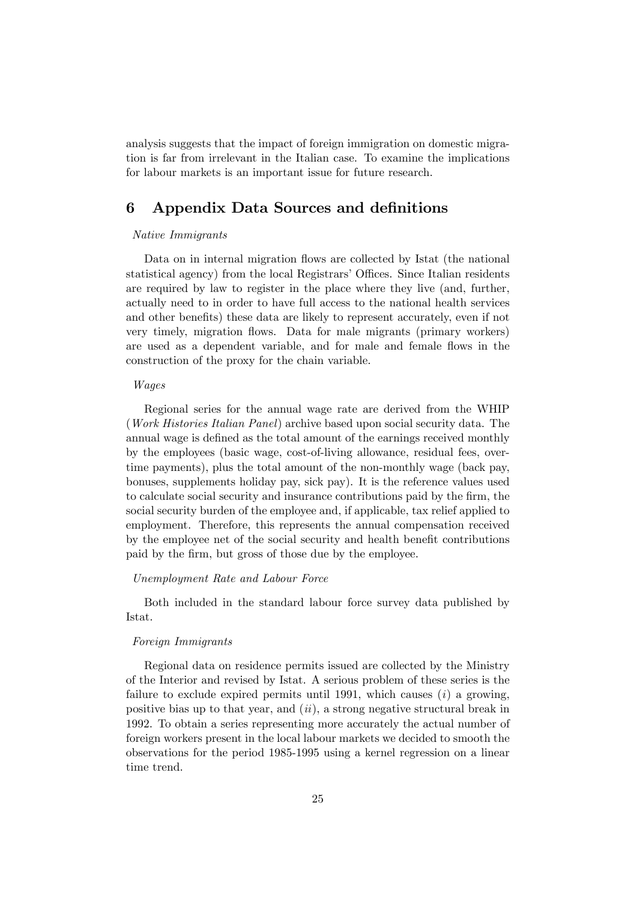analysis suggests that the impact of foreign immigration on domestic migration is far from irrelevant in the Italian case. To examine the implications for labour markets is an important issue for future research.

# 6 Appendix Data Sources and definitions

*Native Immigrants*

Data on in internal migration flows are collected by Istat (the national statistical agency) from the local Registrars' Offices. Since Italian residents are required by law to register in the place where they live (and, further, actually need to in order to have full access to the national health services and other benefits) these data are likely to represent accurately, even if not very timely, migration flows. Data for male migrants (primary workers) are used as a dependent variable, and for male and female flows in the construction of the proxy for the chain variable.

*Wages*

Regional series for the annual wage rate are derived from the WHIP (*Work Histories Italian Panel*) archive based upon social security data. The annual wage is defined as the total amount of the earnings received monthly by the employees (basic wage, cost-of-living allowance, residual fees, overtime payments), plus the total amount of the non-monthly wage (back pay, bonuses, supplements holiday pay, sick pay). It is the reference values used to calculate social security and insurance contributions paid by the firm, the social security burden of the employee and, if applicable, tax relief applied to employment. Therefore, this represents the annual compensation received by the employee net of the social security and health benefit contributions paid by the firm, but gross of those due by the employee.

*Unemployment Rate and Labour Force*

Both included in the standard labour force survey data published by Istat.

*Foreign Immigrants*

Regional data on residence permits issued are collected by the Ministry of the Interior and revised by Istat. A serious problem of these series is the failure to exclude expired permits until 1991, which causes (*i*) a growing, positive bias up to that year, and (*ii*), a strong negative structural break in 1992. To obtain a series representing more accurately the actual number of foreign workers present in the local labour markets we decided to smooth the observations for the period 1985-1995 using a kernel regression on a linear time trend.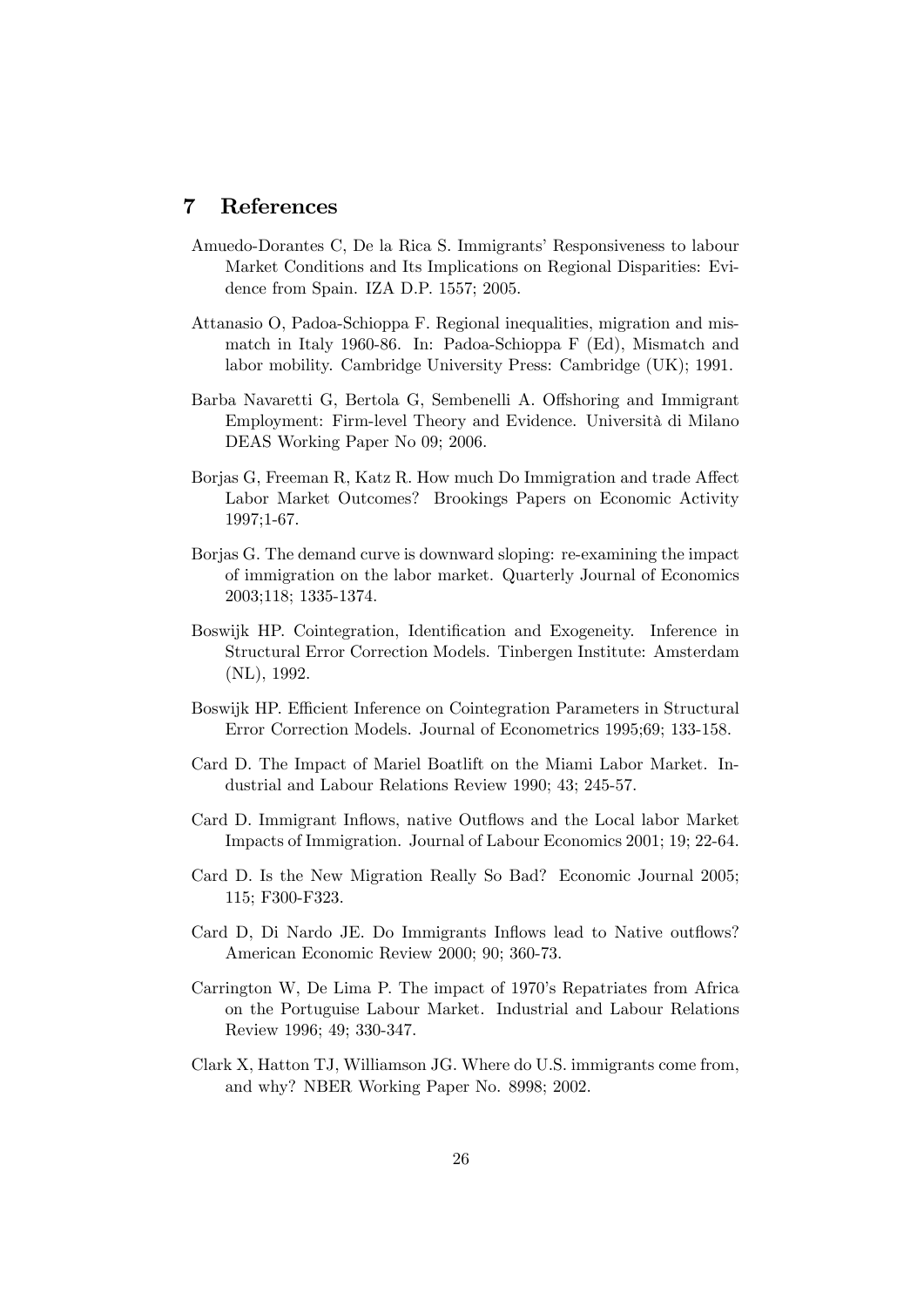## 7 References

Amuedo-Dorantes C, De la Rica S. Immigrants' Responsiveness to labour Market Conditions and Its Implications on Regional Disparities: Evidence from Spain. IZA D.P. 1557; 2005.

Attanasio O, Padoa-Schioppa F. Regional inequalities, migration and mismatch in Italy 1960-86. In: Padoa-Schioppa F (Ed), Mismatch and labor mobility. Cambridge University Press: Cambridge (UK); 1991.

Barba Navaretti G, Bertola G, Sembenelli A. Offshoring and Immigrant Employment: Firm-level Theory and Evidence. Università di Milano DEAS Working Paper No 09; 2006.

Borjas G, Freeman R, Katz R. How much Do Immigration and trade Affect Labor Market Outcomes? Brookings Papers on Economic Activity 1997;1-67.

Borjas G. The demand curve is downward sloping: re-examining the impact of immigration on the labor market. Quarterly Journal of Economics 2003;118; 1335-1374.

Boswijk HP. Cointegration, Identification and Exogeneity. Inference in Structural Error Correction Models. Tinbergen Institute: Amsterdam (NL), 1992.

Boswijk HP. Efficient Inference on Cointegration Parameters in Structural Error Correction Models. Journal of Econometrics 1995;69; 133-158.

Card D. The Impact of Mariel Boatlift on the Miami Labor Market. Industrial and Labour Relations Review 1990; 43; 245-57.

Card D. Immigrant Inflows, native Outflows and the Local labor Market Impacts of Immigration. Journal of Labour Economics 2001; 19; 22-64.

Card D. Is the New Migration Really So Bad? Economic Journal 2005; 115; F300-F323.

Card D, Di Nardo JE. Do Immigrants Inflows lead to Native outflows? American Economic Review 2000; 90; 360-73.

Carrington W, De Lima P. The impact of 1970's Repatriates from Africa on the Portuguise Labour Market. Industrial and Labour Relations Review 1996; 49; 330-347.

Clark X, Hatton TJ, Williamson JG. Where do U.S. immigrants come from, and why? NBER Working Paper No. 8998; 2002.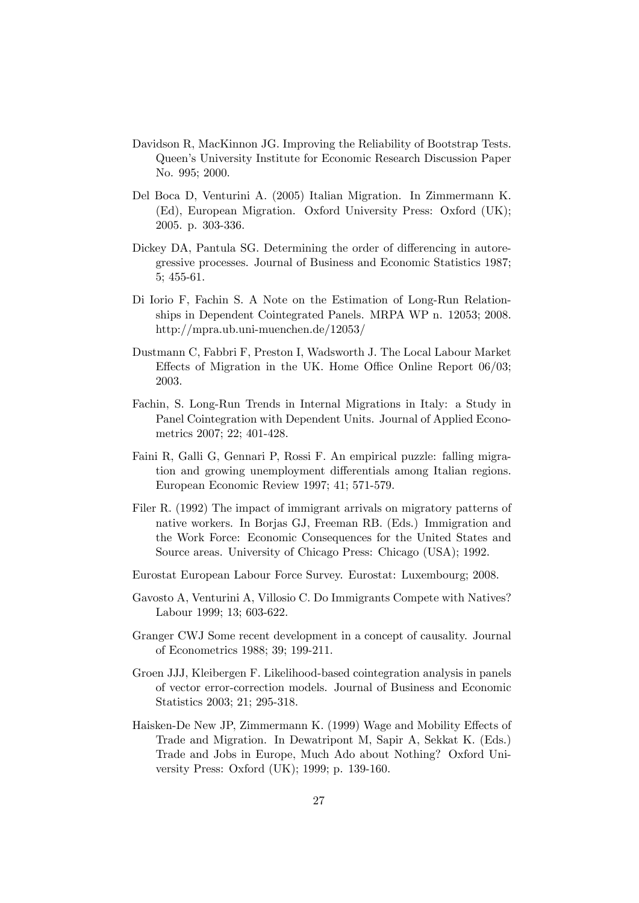Davidson R, MacKinnon JG. Improving the Reliability of Bootstrap Tests. Queen's University Institute for Economic Research Discussion Paper No. 995; 2000.

Del Boca D, Venturini A. (2005) Italian Migration. In Zimmermann K. (Ed), European Migration. Oxford University Press: Oxford (UK); 2005. p. 303-336.

Dickey DA, Pantula SG. Determining the order of differencing in autoregressive processes. Journal of Business and Economic Statistics 1987; 5; 455-61.

Di Iorio F, Fachin S. A Note on the Estimation of Long-Run Relationships in Dependent Cointegrated Panels. MRPA WP n. 12053; 2008. http://mpra.ub.uni-muenchen.de/12053/

Dustmann C, Fabbri F, Preston I, Wadsworth J. The Local Labour Market Effects of Migration in the UK. Home Office Online Report 06/03; 2003.

Fachin, S. Long-Run Trends in Internal Migrations in Italy: a Study in Panel Cointegration with Dependent Units. Journal of Applied Econometrics 2007; 22; 401-428.

Faini R, Galli G, Gennari P, Rossi F. An empirical puzzle: falling migration and growing unemployment differentials among Italian regions. European Economic Review 1997; 41; 571-579.

Filer R. (1992) The impact of immigrant arrivals on migratory patterns of native workers. In Borjas GJ, Freeman RB. (Eds.) Immigration and the Work Force: Economic Consequences for the United States and Source areas. University of Chicago Press: Chicago (USA); 1992.

Eurostat European Labour Force Survey. Eurostat: Luxembourg; 2008.

Gavosto A, Venturini A, Villosio C. Do Immigrants Compete with Natives? Labour 1999; 13; 603-622.

Granger CWJ Some recent development in a concept of causality. Journal of Econometrics 1988; 39; 199-211.

Groen JJJ, Kleibergen F. Likelihood-based cointegration analysis in panels of vector error-correction models. Journal of Business and Economic Statistics 2003; 21; 295-318.

Haisken-De New JP, Zimmermann K. (1999) Wage and Mobility Effects of Trade and Migration. In Dewatripont M, Sapir A, Sekkat K. (Eds.) Trade and Jobs in Europe, Much Ado about Nothing? Oxford University Press: Oxford (UK); 1999; p. 139-160.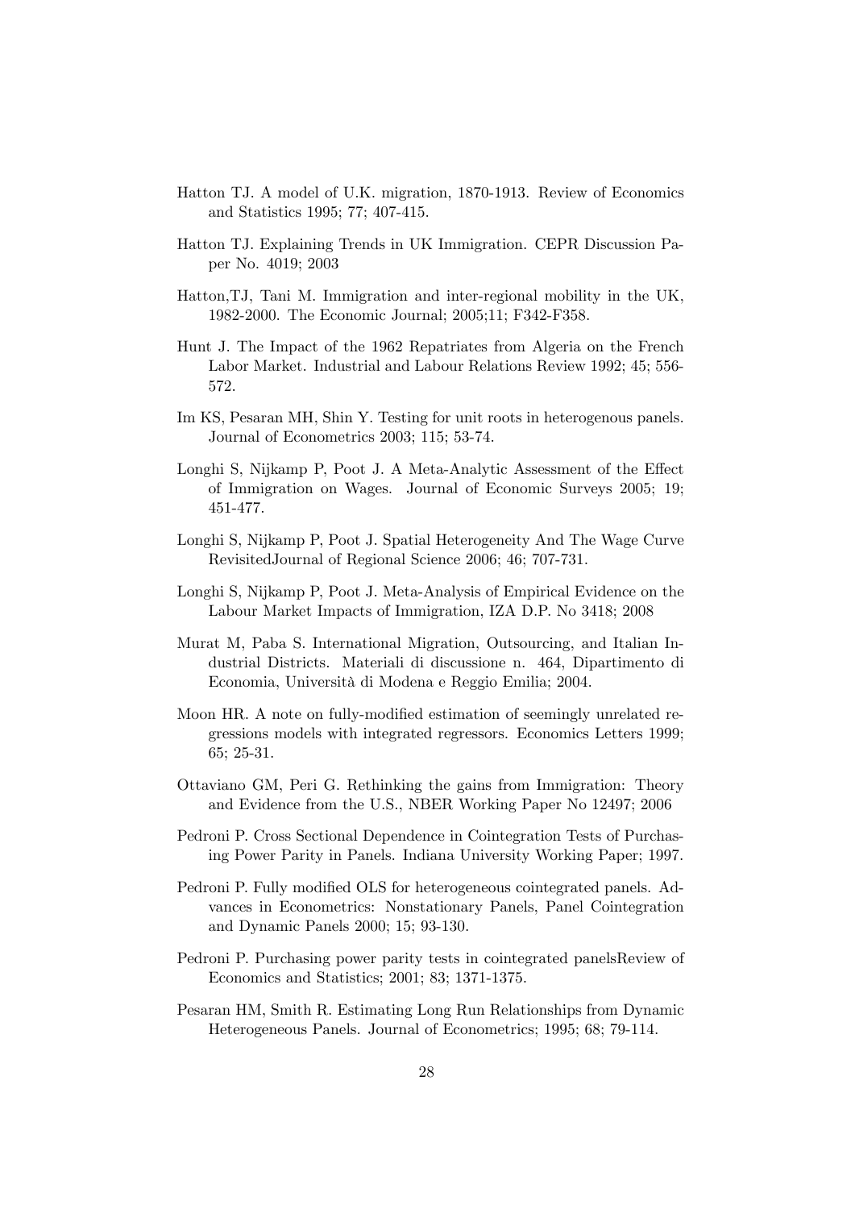Hatton TJ. A model of U.K. migration, 1870-1913. Review of Economics and Statistics 1995; 77; 407-415.

Hatton TJ. Explaining Trends in UK Immigration. CEPR Discussion Paper No. 4019; 2003

Hatton,TJ, Tani M. Immigration and inter-regional mobility in the UK, 1982-2000. The Economic Journal; 2005;11; F342-F358.

Hunt J. The Impact of the 1962 Repatriates from Algeria on the French Labor Market. Industrial and Labour Relations Review 1992; 45; 556-572.

Im KS, Pesaran MH, Shin Y. Testing for unit roots in heterogenous panels. Journal of Econometrics 2003; 115; 53-74.

Longhi S, Nijkamp P, Poot J. A Meta-Analytic Assessment of the Effect of Immigration on Wages. Journal of Economic Surveys 2005; 19; 451-477.

Longhi S, Nijkamp P, Poot J. Spatial Heterogeneity And The Wage Curve RevisitedJournal of Regional Science 2006; 46; 707-731.

Longhi S, Nijkamp P, Poot J. Meta-Analysis of Empirical Evidence on the Labour Market Impacts of Immigration, IZA D.P. No 3418; 2008

Murat M, Paba S. International Migration, Outsourcing, and Italian Industrial Districts. Materiali di discussione n. 464, Dipartimento di Economia, Università di Modena e Reggio Emilia; 2004.

Moon HR. A note on fully-modified estimation of seemingly unrelated regressions models with integrated regressors. Economics Letters 1999; 65; 25-31.

Ottaviano GM, Peri G. Rethinking the gains from Immigration: Theory and Evidence from the U.S., NBER Working Paper No 12497; 2006

Pedroni P. Cross Sectional Dependence in Cointegration Tests of Purchasing Power Parity in Panels. Indiana University Working Paper; 1997.

Pedroni P. Fully modified OLS for heterogeneous cointegrated panels. Advances in Econometrics: Nonstationary Panels, Panel Cointegration and Dynamic Panels 2000; 15; 93-130.

Pedroni P. Purchasing power parity tests in cointegrated panelsReview of Economics and Statistics; 2001; 83; 1371-1375.

Pesaran HM, Smith R. Estimating Long Run Relationships from Dynamic Heterogeneous Panels. Journal of Econometrics; 1995; 68; 79-114.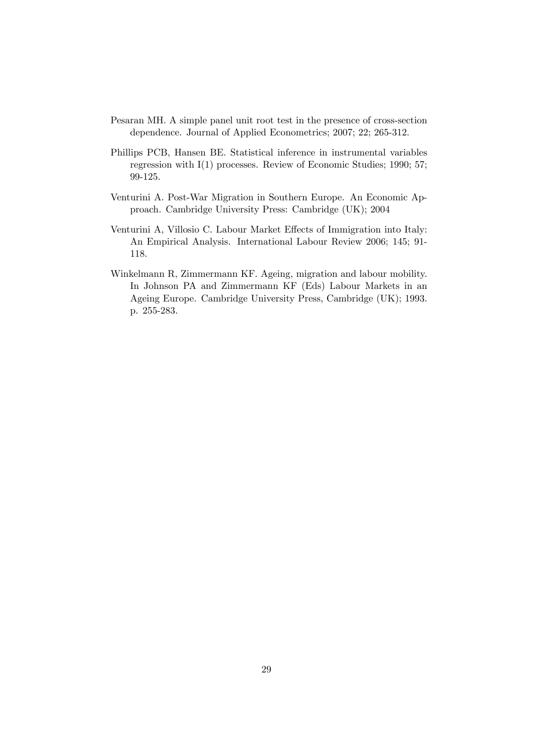Pesaran MH. A simple panel unit root test in the presence of cross-section dependence. Journal of Applied Econometrics; 2007; 22; 265-312.

Phillips PCB, Hansen BE. Statistical inference in instrumental variables regression with I(1) processes. Review of Economic Studies; 1990; 57; 99-125.

Venturini A. Post-War Migration in Southern Europe. An Economic Approach. Cambridge University Press: Cambridge (UK); 2004

Venturini A, Villosio C. Labour Market Effects of Immigration into Italy: An Empirical Analysis. International Labour Review 2006; 145; 91-118.

Winkelmann R, Zimmermann KF. Ageing, migration and labour mobility. In Johnson PA and Zimmermann KF (Eds) Labour Markets in an Ageing Europe. Cambridge University Press, Cambridge (UK); 1993. p. 255-283.